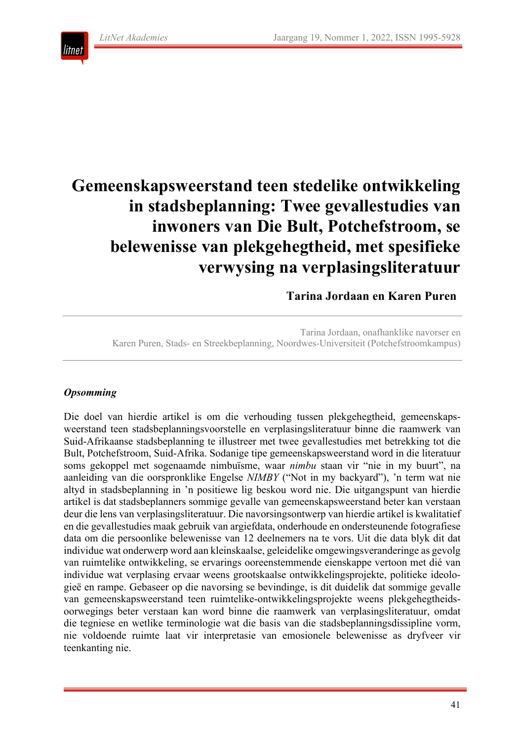# Gemeenskapsweerstand teen stedelike ontwikkeling in stadsbeplanning: Twee gevallestudies van inwoners van Die Bult, Potchefstroom, se belewenisse van plekgehegtheid, met spesifieke verwysing na verplasingsliteratuur

**Tarina Jordaan en Karen Puren**

Tarina Jordaan, onafhanklike navorser en
Karen Puren, Stads- en Streekbeplanning, Noordwes-Universiteit (Potchefstroomkampus)

***Opsomming***

Die doel van hierdie artikel is om die verhouding tussen plekgehegtheid, gemeenskapsweerstand teen stadsbeplanningsvoorstelle en verplasingsliteratuur binne die raamwerk van Suid-Afrikaanse stadsbeplanning te illustreer met twee gevallestudies met betrekking tot die Bult, Potchefstroom, Suid-Afrika. Sodanige tipe gemeenskapsweerstand word in die literatuur soms gekoppel met sogenaamde nimbuïsme, waar *nimbu* staan vir "nie in my buurt", na aanleiding van die oorspronklike Engelse *NIMBY* ("Not in my backyard"), 'n term wat nie altyd in stadsbeplanning in 'n positiewe lig beskou word nie. Die uitgangspunt van hierdie artikel is dat stadsbeplanners sommige gevalle van gemeenskapsweerstand beter kan verstaan deur die lens van verplasingsliteratuur. Die navorsingsontwerp van hierdie artikel is kwalitatief en die gevallestudies maak gebruik van argiefdata, onderhoude en ondersteunende fotografiese data om die persoonlike belewenisse van 12 deelnemers na te vors. Uit die data blyk dit dat individue wat onderwerp word aan kleinskaalse, geleidelike omgewingsveranderinge as gevolg van ruimtelike ontwikkeling, se ervarings ooreenstemmende eienskappe vertoon met dié van individue wat verplasing ervaar weens grootskaalse ontwikkelingsprojekte, politieke ideologieë en rampe. Gebaseer op die navorsing se bevindinge, is dit duidelik dat sommige gevalle van gemeenskapsweerstand teen ruimtelike-ontwikkelingsprojekte weens plekgehegtheidsoorwegings beter verstaan kan word binne die raamwerk van verplasingsliteratuur, omdat die tegniese en wetlike terminologie wat die basis van die stadsbeplanningsdissipline vorm, nie voldoende ruimte laat vir interpretasie van emosionele belewenisse as dryfveer vir teenkanting nie.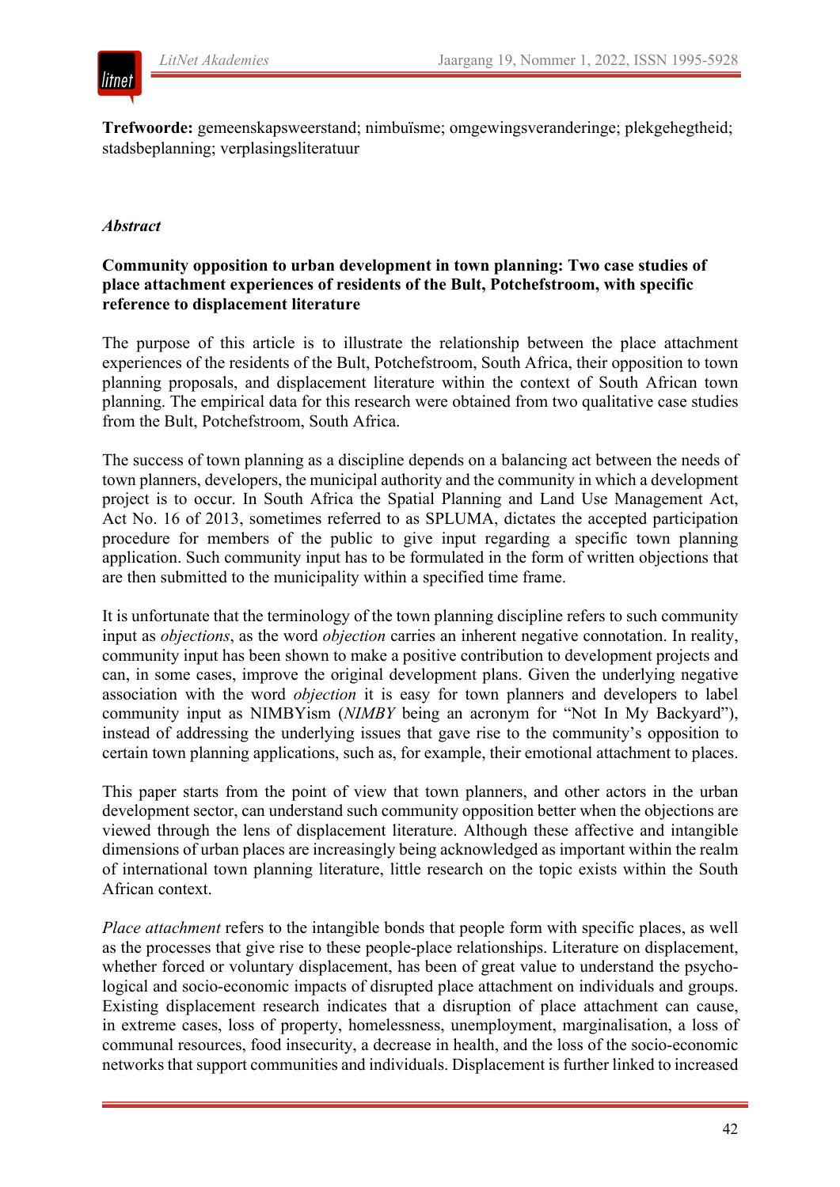**Trefwoorde:** gemeenskapsweerstand; nimbuïsme; omgewingsveranderinge; plekgehegtheid; stadsbeplanning; verplasingsliteratuur

*Abstract*

**Community opposition to urban development in town planning: Two case studies of place attachment experiences of residents of the Bult, Potchefstroom, with specific reference to displacement literature**

The purpose of this article is to illustrate the relationship between the place attachment experiences of the residents of the Bult, Potchefstroom, South Africa, their opposition to town planning proposals, and displacement literature within the context of South African town planning. The empirical data for this research were obtained from two qualitative case studies from the Bult, Potchefstroom, South Africa.

The success of town planning as a discipline depends on a balancing act between the needs of town planners, developers, the municipal authority and the community in which a development project is to occur. In South Africa the Spatial Planning and Land Use Management Act, Act No. 16 of 2013, sometimes referred to as SPLUMA, dictates the accepted participation procedure for members of the public to give input regarding a specific town planning application. Such community input has to be formulated in the form of written objections that are then submitted to the municipality within a specified time frame.

It is unfortunate that the terminology of the town planning discipline refers to such community input as *objections*, as the word *objection* carries an inherent negative connotation. In reality, community input has been shown to make a positive contribution to development projects and can, in some cases, improve the original development plans. Given the underlying negative association with the word *objection* it is easy for town planners and developers to label community input as NIMBYism (*NIMBY* being an acronym for "Not In My Backyard"), instead of addressing the underlying issues that gave rise to the community's opposition to certain town planning applications, such as, for example, their emotional attachment to places.

This paper starts from the point of view that town planners, and other actors in the urban development sector, can understand such community opposition better when the objections are viewed through the lens of displacement literature. Although these affective and intangible dimensions of urban places are increasingly being acknowledged as important within the realm of international town planning literature, little research on the topic exists within the South African context.

*Place attachment* refers to the intangible bonds that people form with specific places, as well as the processes that give rise to these people-place relationships. Literature on displacement, whether forced or voluntary displacement, has been of great value to understand the psychological and socio-economic impacts of disrupted place attachment on individuals and groups. Existing displacement research indicates that a disruption of place attachment can cause, in extreme cases, loss of property, homelessness, unemployment, marginalisation, a loss of communal resources, food insecurity, a decrease in health, and the loss of the socio-economic networks that support communities and individuals. Displacement is further linked to increased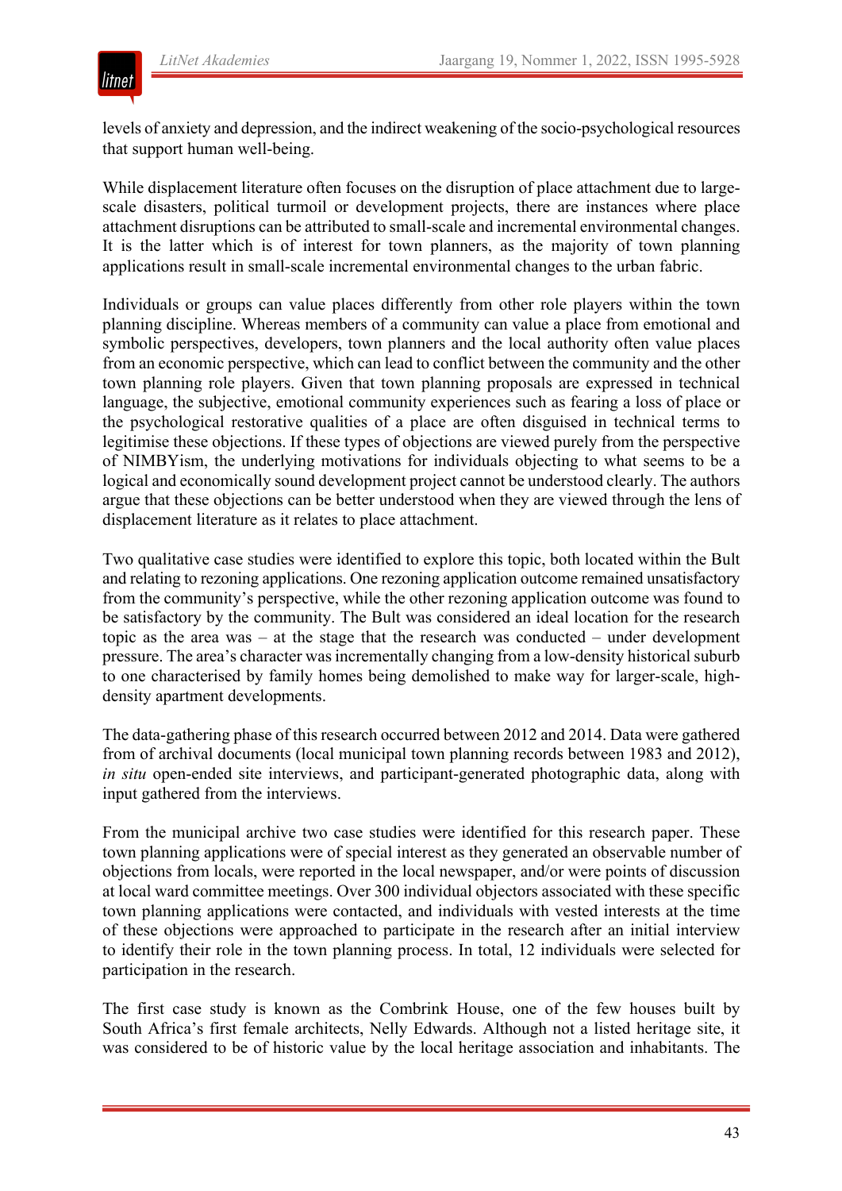levels of anxiety and depression, and the indirect weakening of the socio-psychological resources that support human well-being.

While displacement literature often focuses on the disruption of place attachment due to large-scale disasters, political turmoil or development projects, there are instances where place attachment disruptions can be attributed to small-scale and incremental environmental changes. It is the latter which is of interest for town planners, as the majority of town planning applications result in small-scale incremental environmental changes to the urban fabric.

Individuals or groups can value places differently from other role players within the town planning discipline. Whereas members of a community can value a place from emotional and symbolic perspectives, developers, town planners and the local authority often value places from an economic perspective, which can lead to conflict between the community and the other town planning role players. Given that town planning proposals are expressed in technical language, the subjective, emotional community experiences such as fearing a loss of place or the psychological restorative qualities of a place are often disguised in technical terms to legitimise these objections. If these types of objections are viewed purely from the perspective of NIMBYism, the underlying motivations for individuals objecting to what seems to be a logical and economically sound development project cannot be understood clearly. The authors argue that these objections can be better understood when they are viewed through the lens of displacement literature as it relates to place attachment.

Two qualitative case studies were identified to explore this topic, both located within the Bult and relating to rezoning applications. One rezoning application outcome remained unsatisfactory from the community's perspective, while the other rezoning application outcome was found to be satisfactory by the community. The Bult was considered an ideal location for the research topic as the area was – at the stage that the research was conducted – under development pressure. The area's character was incrementally changing from a low-density historical suburb to one characterised by family homes being demolished to make way for larger-scale, high-density apartment developments.

The data-gathering phase of this research occurred between 2012 and 2014. Data were gathered from of archival documents (local municipal town planning records between 1983 and 2012), *in situ* open-ended site interviews, and participant-generated photographic data, along with input gathered from the interviews.

From the municipal archive two case studies were identified for this research paper. These town planning applications were of special interest as they generated an observable number of objections from locals, were reported in the local newspaper, and/or were points of discussion at local ward committee meetings. Over 300 individual objectors associated with these specific town planning applications were contacted, and individuals with vested interests at the time of these objections were approached to participate in the research after an initial interview to identify their role in the town planning process. In total, 12 individuals were selected for participation in the research.

The first case study is known as the Combrink House, one of the few houses built by South Africa's first female architects, Nelly Edwards. Although not a listed heritage site, it was considered to be of historic value by the local heritage association and inhabitants. The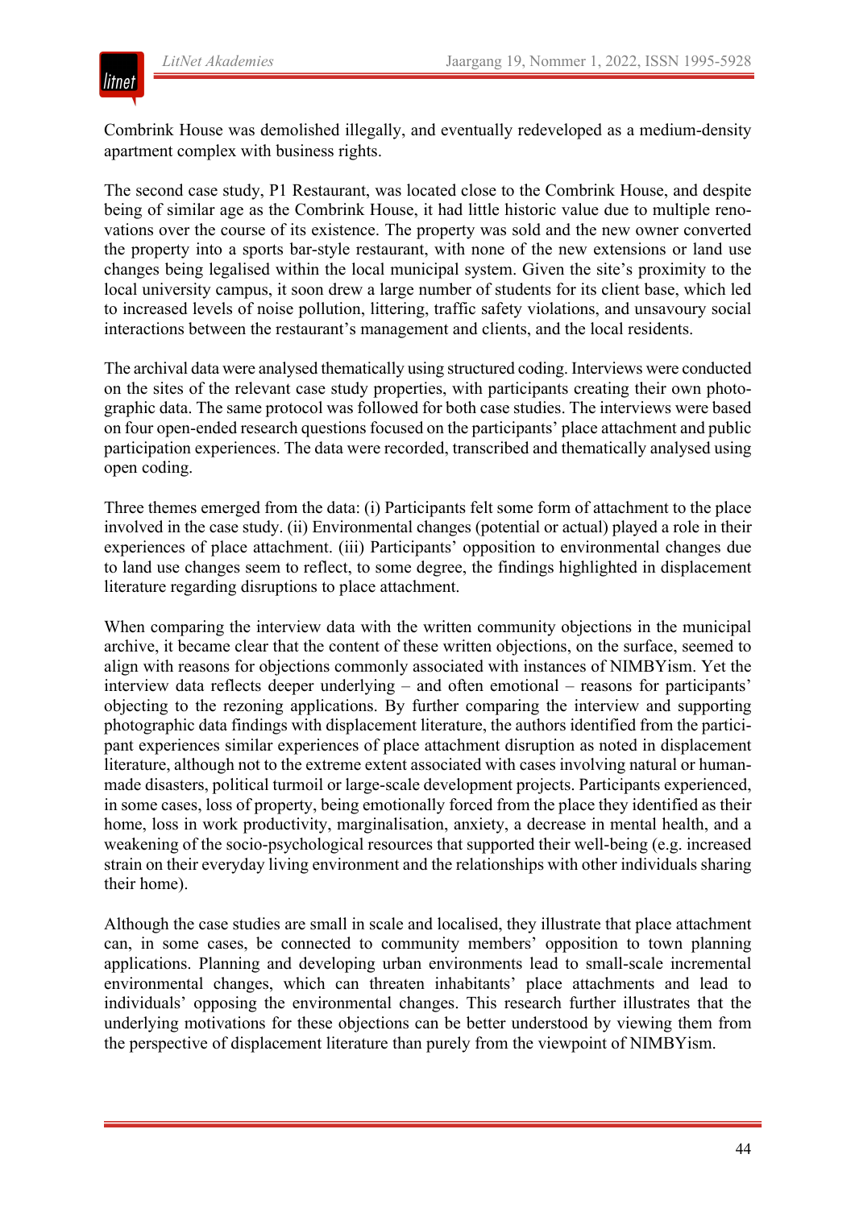Combrink House was demolished illegally, and eventually redeveloped as a medium-density apartment complex with business rights.

The second case study, P1 Restaurant, was located close to the Combrink House, and despite being of similar age as the Combrink House, it had little historic value due to multiple renovations over the course of its existence. The property was sold and the new owner converted the property into a sports bar-style restaurant, with none of the new extensions or land use changes being legalised within the local municipal system. Given the site's proximity to the local university campus, it soon drew a large number of students for its client base, which led to increased levels of noise pollution, littering, traffic safety violations, and unsavoury social interactions between the restaurant's management and clients, and the local residents.

The archival data were analysed thematically using structured coding. Interviews were conducted on the sites of the relevant case study properties, with participants creating their own photographic data. The same protocol was followed for both case studies. The interviews were based on four open-ended research questions focused on the participants' place attachment and public participation experiences. The data were recorded, transcribed and thematically analysed using open coding.

Three themes emerged from the data: (i) Participants felt some form of attachment to the place involved in the case study. (ii) Environmental changes (potential or actual) played a role in their experiences of place attachment. (iii) Participants' opposition to environmental changes due to land use changes seem to reflect, to some degree, the findings highlighted in displacement literature regarding disruptions to place attachment.

When comparing the interview data with the written community objections in the municipal archive, it became clear that the content of these written objections, on the surface, seemed to align with reasons for objections commonly associated with instances of NIMBYism. Yet the interview data reflects deeper underlying – and often emotional – reasons for participants' objecting to the rezoning applications. By further comparing the interview and supporting photographic data findings with displacement literature, the authors identified from the participant experiences similar experiences of place attachment disruption as noted in displacement literature, although not to the extreme extent associated with cases involving natural or human-made disasters, political turmoil or large-scale development projects. Participants experienced, in some cases, loss of property, being emotionally forced from the place they identified as their home, loss in work productivity, marginalisation, anxiety, a decrease in mental health, and a weakening of the socio-psychological resources that supported their well-being (e.g. increased strain on their everyday living environment and the relationships with other individuals sharing their home).

Although the case studies are small in scale and localised, they illustrate that place attachment can, in some cases, be connected to community members' opposition to town planning applications. Planning and developing urban environments lead to small-scale incremental environmental changes, which can threaten inhabitants' place attachments and lead to individuals' opposing the environmental changes. This research further illustrates that the underlying motivations for these objections can be better understood by viewing them from the perspective of displacement literature than purely from the viewpoint of NIMBYism.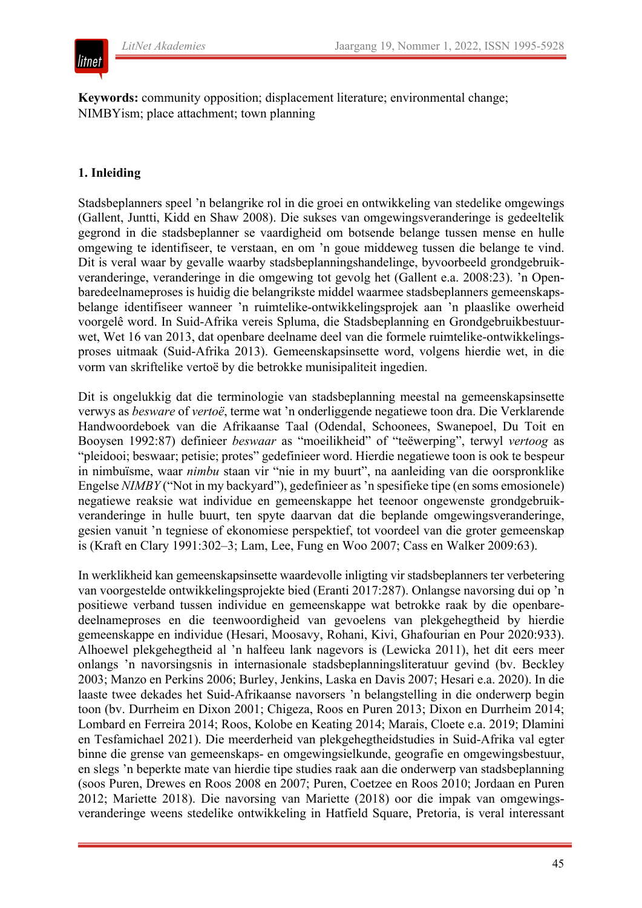**Keywords:** community opposition; displacement literature; environmental change; NIMBYism; place attachment; town planning

## 1. Inleiding

Stadsbeplanners speel 'n belangrike rol in die groei en ontwikkeling van stedelike omgewings (Gallent, Juntti, Kidd en Shaw 2008). Die sukses van omgewingsveranderinge is gedeeltelik gegrond in die stadsbeplanner se vaardigheid om botsende belange tussen mense en hulle omgewing te identifiseer, te verstaan, en om 'n goue middeweg tussen die belange te vind. Dit is veral waar by gevalle waarby stadsbeplanningshandelinge, byvoorbeeld grondgebruikveranderinge, veranderinge in die omgewing tot gevolg het (Gallent e.a. 2008:23). 'n Openbaredeelnameproses is huidig die belangrikste middel waarmee stadsbeplanners gemeenskapsbelange identifiseer wanneer 'n ruimtelike-ontwikkelingsprojek aan 'n plaaslike owerheid voorgelê word. In Suid-Afrika vereis Spluma, die Stadsbeplanning en Grondgebruikbestuurwet, Wet 16 van 2013, dat openbare deelname deel van die formele ruimtelike-ontwikkelingsproses uitmaak (Suid-Afrika 2013). Gemeenskapsinsette word, volgens hierdie wet, in die vorm van skriftelike vertoë by die betrokke munisipaliteit ingedien.

Dit is ongelukkig dat die terminologie van stadsbeplanning meestal na gemeenskapsinsette verwys as *besware* of *vertoë*, terme wat 'n onderliggende negatiewe toon dra. Die Verklarende Handwoordeboek van die Afrikaanse Taal (Odendal, Schoonees, Swanepoel, Du Toit en Booysen 1992:87) definieer *beswaar* as "moeilikheid" of "teëwerping", terwyl *vertoog* as "pleidooi; beswaar; petisie; protes" gedefinieer word. Hierdie negatiewe toon is ook te bespeur in nimbuïsme, waar *nimbu* staan vir "nie in my buurt", na aanleiding van die oorspronklike Engelse *NIMBY* ("Not in my backyard"), gedefinieer as 'n spesifieke tipe (en soms emosionele) negatiewe reaksie wat individue en gemeenskappe het teenoor ongewenste grondgebruikveranderinge in hulle buurt, ten spyte daarvan dat die beplande omgewingsveranderinge, gesien vanuit 'n tegniese of ekonomiese perspektief, tot voordeel van die groter gemeenskap is (Kraft en Clary 1991:302–3; Lam, Lee, Fung en Woo 2007; Cass en Walker 2009:63).

In werklikheid kan gemeenskapsinsette waardevolle inligting vir stadsbeplanners ter verbetering van voorgestelde ontwikkelingsprojekte bied (Eranti 2017:287). Onlangse navorsing dui op 'n positiewe verband tussen individue en gemeenskappe wat betrokke raak by die openbaredeelnameproses en die teenwoordigheid van gevoelens van plekgehegtheid by hierdie gemeenskappe en individue (Hesari, Moosavy, Rohani, Kivi, Ghafourian en Pour 2020:933). Alhoewel plekgehegtheid al 'n halfeeu lank nagevors is (Lewicka 2011), het dit eers meer onlangs 'n navorsingsnis in internasionale stadsbeplanningsliteratuur gevind (bv. Beckley 2003; Manzo en Perkins 2006; Burley, Jenkins, Laska en Davis 2007; Hesari e.a. 2020). In die laaste twee dekades het Suid-Afrikaanse navorsers 'n belangstelling in die onderwerp begin toon (bv. Durrheim en Dixon 2001; Chigeza, Roos en Puren 2013; Dixon en Durrheim 2014; Lombard en Ferreira 2014; Roos, Kolobe en Keating 2014; Marais, Cloete e.a. 2019; Dlamini en Tesfamichael 2021). Die meerderheid van plekgehegtheidstudies in Suid-Afrika val egter binne die grense van gemeenskaps- en omgewingsielkunde, geografie en omgewingsbestuur, en slegs 'n beperkte mate van hierdie tipe studies raak aan die onderwerp van stadsbeplanning (soos Puren, Drewes en Roos 2008 en 2007; Puren, Coetzee en Roos 2010; Jordaan en Puren 2012; Mariette 2018). Die navorsing van Mariette (2018) oor die impak van omgewingsveranderinge weens stedelike ontwikkeling in Hatfield Square, Pretoria, is veral interessant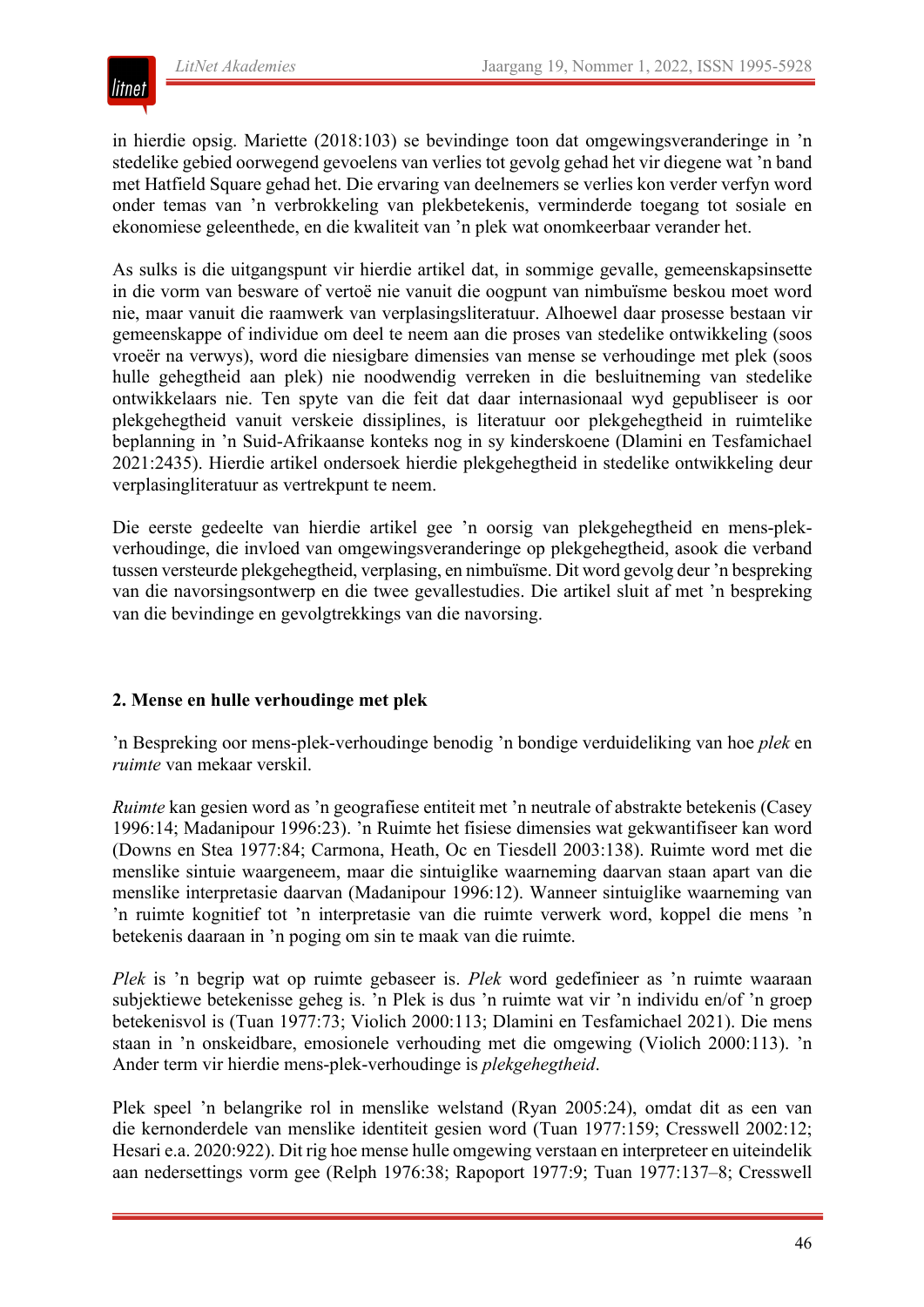in hierdie opsig. Mariette (2018:103) se bevindinge toon dat omgewingsveranderinge in ’n stedelike gebied oorwegend gevoelens van verlies tot gevolg gehad het vir diegene wat ’n band met Hatfield Square gehad het. Die ervaring van deelnemers se verlies kon verder verfyn word onder temas van ’n verbrokkeling van plekbetekenis, verminderde toegang tot sosiale en ekonomiese geleenthede, en die kwaliteit van ’n plek wat onomkeerbaar verander het.

As sulks is die uitgangspunt vir hierdie artikel dat, in sommige gevalle, gemeenskapsinsette in die vorm van besware of vertoë nie vanuit die oogpunt van nimbuïsme beskou moet word nie, maar vanuit die raamwerk van verplasingsliteratuur. Alhoewel daar prosesse bestaan vir gemeenskappe of individue om deel te neem aan die proses van stedelike ontwikkeling (soos vroeër na verwys), word die niesigbare dimensies van mense se verhoudinge met plek (soos hulle gehegtheid aan plek) nie noodwendig verreken in die besluitneming van stedelike ontwikkelaars nie. Ten spyte van die feit dat daar internasionaal wyd gepubliseer is oor plekgehegtheid vanuit verskeie dissiplines, is literatuur oor plekgehegtheid in ruimtelike beplanning in ’n Suid-Afrikaanse konteks nog in sy kinderskoene (Dlamini en Tesfamichael 2021:2435). Hierdie artikel ondersoek hierdie plekgehegtheid in stedelike ontwikkeling deur verplasingliteratuur as vertrekpunt te neem.

Die eerste gedeelte van hierdie artikel gee ’n oorsig van plekgehegtheid en mens-plek-verhoudinge, die invloed van omgewingsveranderinge op plekgehegtheid, asook die verband tussen versteurde plekgehegtheid, verplasing, en nimbuïsme. Dit word gevolg deur ’n bespreking van die navorsingsontwerp en die twee gevallestudies. Die artikel sluit af met ’n bespreking van die bevindinge en gevolgtrekkings van die navorsing.

## 2. Mense en hulle verhoudinge met plek

’n Bespreking oor mens-plek-verhoudinge benodig ’n bondige verduideliking van hoe *plek* en *ruimte* van mekaar verskil.

*Ruimte* kan gesien word as ’n geografiese entiteit met ’n neutrale of abstrakte betekenis (Casey 1996:14; Madanipour 1996:23). ’n Ruimte het fisiese dimensies wat gekwantifiseer kan word (Downs en Stea 1977:84; Carmona, Heath, Oc en Tiesdell 2003:138). Ruimte word met die menslike sintuie waargeneem, maar die sintuiglike waarneming daarvan staan apart van die menslike interpretasie daarvan (Madanipour 1996:12). Wanneer sintuiglike waarneming van ’n ruimte kognitief tot ’n interpretasie van die ruimte verwerk word, koppel die mens ’n betekenis daaraan in ’n poging om sin te maak van die ruimte.

*Plek* is ’n begrip wat op ruimte gebaseer is. *Plek* word gedefinieer as ’n ruimte waaraan subjektiewe betekenisse geheg is. ’n Plek is dus ’n ruimte wat vir ’n individu en/of ’n groep betekenisvol is (Tuan 1977:73; Violich 2000:113; Dlamini en Tesfamichael 2021). Die mens staan in ’n onskeidbare, emosionele verhouding met die omgewing (Violich 2000:113). ’n Ander term vir hierdie mens-plek-verhoudinge is *plekgehegtheid*.

Plek speel ’n belangrike rol in menslike welstand (Ryan 2005:24), omdat dit as een van die kernonderdele van menslike identiteit gesien word (Tuan 1977:159; Cresswell 2002:12; Hesari e.a. 2020:922). Dit rig hoe mense hulle omgewing verstaan en interpreteer en uiteindelik aan nedersettings vorm gee (Relph 1976:38; Rapoport 1977:9; Tuan 1977:137–8; Cresswell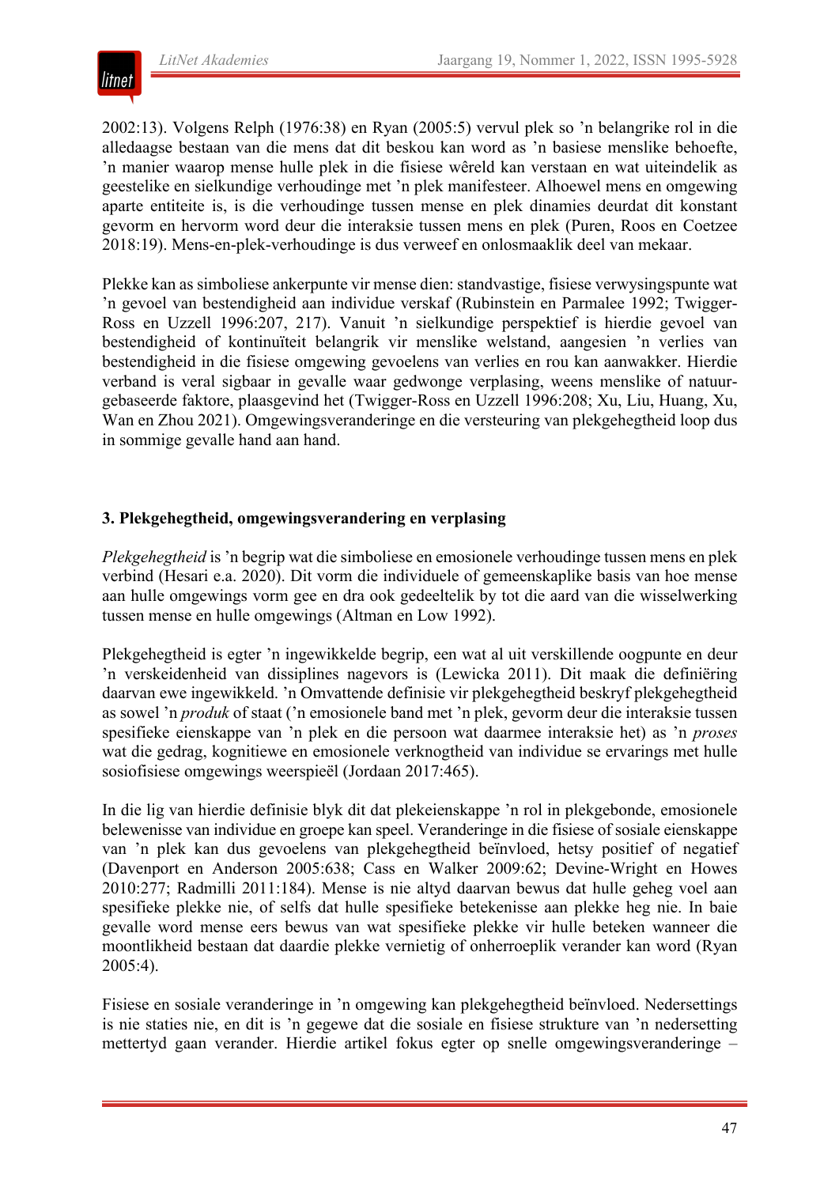2002:13). Volgens Relph (1976:38) en Ryan (2005:5) vervul plek so ’n belangrike rol in die alledaagse bestaan van die mens dat dit beskou kan word as ’n basiese menslike behoefte, ’n manier waarop mense hulle plek in die fisiese wêreld kan verstaan en wat uiteindelik as geestelike en sielkundige verhoudinge met ’n plek manifesteer. Alhoewel mens en omgewing aparte entiteite is, is die verhoudinge tussen mense en plek dinamies deurdat dit konstant gevorm en hervorm word deur die interaksie tussen mens en plek (Puren, Roos en Coetzee 2018:19). Mens-en-plek-verhoudinge is dus verweef en onlosmaaklik deel van mekaar.

Plekke kan as simboliese ankerpunte vir mense dien: standvastige, fisiese verwysingspunte wat ’n gevoel van bestendigheid aan individue verskaf (Rubinstein en Parmalee 1992; Twigger-Ross en Uzzell 1996:207, 217). Vanuit ’n sielkundige perspektief is hierdie gevoel van bestendigheid of kontinuïteit belangrik vir menslike welstand, aangesien ’n verlies van bestendigheid in die fisiese omgewing gevoelens van verlies en rou kan aanwakker. Hierdie verband is veral sigbaar in gevalle waar gedwonge verplasing, weens menslike of natuurgebaseerde faktore, plaasgevind het (Twigger-Ross en Uzzell 1996:208; Xu, Liu, Huang, Xu, Wan en Zhou 2021). Omgewingsveranderinge en die versteuring van plekgehegtheid loop dus in sommige gevalle hand aan hand.

### 3. Plekgehegtheid, omgewingsverandering en verplasing

*Plekgehegtheid* is ’n begrip wat die simboliese en emosionele verhoudinge tussen mens en plek verbind (Hesari e.a. 2020). Dit vorm die individuele of gemeenskaplike basis van hoe mense aan hulle omgewings vorm gee en dra ook gedeeltelik by tot die aard van die wisselwerking tussen mense en hulle omgewings (Altman en Low 1992).

Plekgehegtheid is egter ’n ingewikkelde begrip, een wat al uit verskillende oogpunte en deur ’n verskeidenheid van dissiplines nagevors is (Lewicka 2011). Dit maak die definiëring daarvan ewe ingewikkeld. ’n Omvattende definisie vir plekgehegtheid beskryf plekgehegtheid as sowel ’n *produk* of staat (’n emosionele band met ’n plek, gevorm deur die interaksie tussen spesifieke eienskappe van ’n plek en die persoon wat daarmee interaksie het) as ’n *proses* wat die gedrag, kognitiewe en emosionele verknogtheid van individue se ervarings met hulle sosiofisiese omgewings weerspieël (Jordaan 2017:465).

In die lig van hierdie definisie blyk dit dat plekeienskappe ’n rol in plekgebonde, emosionele belewenisse van individue en groepe kan speel. Veranderinge in die fisiese of sosiale eienskappe van ’n plek kan dus gevoelens van plekgehegtheid beïnvloed, hetsy positief of negatief (Davenport en Anderson 2005:638; Cass en Walker 2009:62; Devine-Wright en Howes 2010:277; Radmilli 2011:184). Mense is nie altyd daarvan bewus dat hulle geheg voel aan spesifieke plekke nie, of selfs dat hulle spesifieke betekenisse aan plekke heg nie. In baie gevalle word mense eers bewus van wat spesifieke plekke vir hulle beteken wanneer die moontlikheid bestaan dat daardie plekke vernietig of onherroeplik verander kan word (Ryan 2005:4).

Fisiese en sosiale veranderinge in ’n omgewing kan plekgehegtheid beïnvloed. Nedersettings is nie staties nie, en dit is ’n gegewe dat die sosiale en fisiese strukture van ’n nedersetting mettertyd gaan verander. Hierdie artikel fokus egter op snelle omgewingsveranderinge –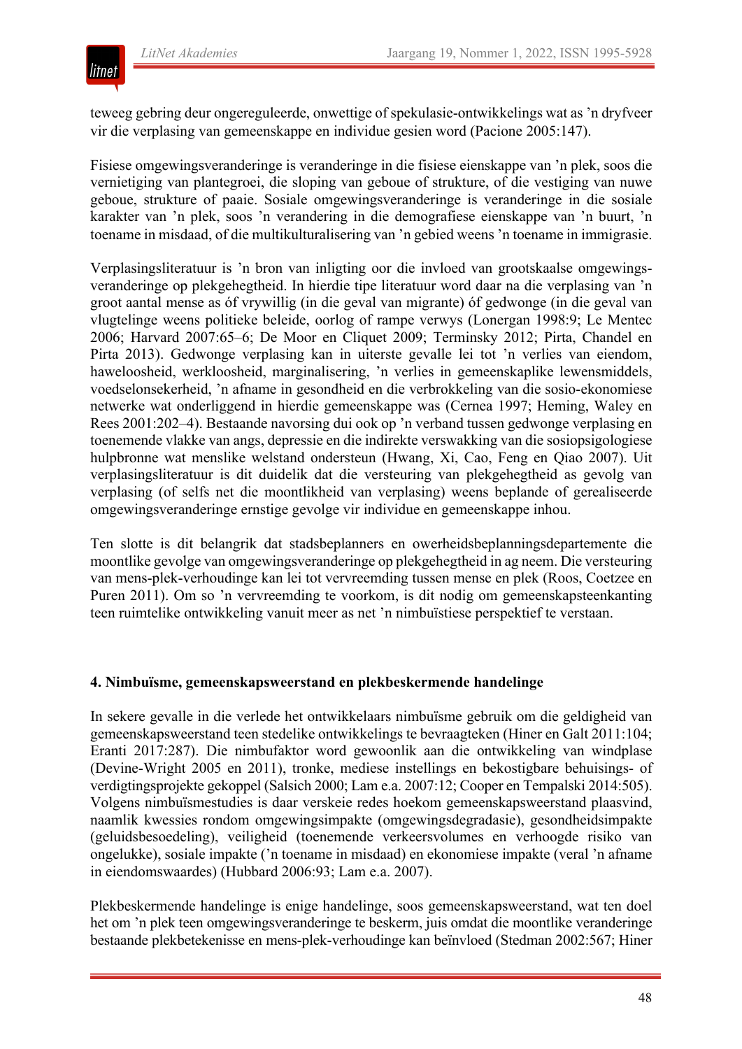teweeg gebring deur ongereguleerde, onwettige of spekulasie-ontwikkelings wat as 'n dryfveer vir die verplasing van gemeenskappe en individue gesien word (Pacione 2005:147).

Fisiese omgewingsveranderinge is veranderinge in die fisiese eienskappe van 'n plek, soos die vernietiging van plantegroei, die sloping van geboue of strukture, of die vestiging van nuwe geboue, strukture of paaie. Sosiale omgewingsveranderinge is veranderinge in die sosiale karakter van 'n plek, soos 'n verandering in die demografiese eienskappe van 'n buurt, 'n toename in misdaad, of die multikulturalisering van 'n gebied weens 'n toename in immigrasie.

Verplasingsliteratuur is 'n bron van inligting oor die invloed van grootskaalse omgewingsveranderinge op plekgehegtheid. In hierdie tipe literatuur word daar na die verplasing van 'n groot aantal mense as óf vrywillig (in die geval van migrante) óf gedwonge (in die geval van vlugtelinge weens politieke beleide, oorlog of rampe verwys (Lonergan 1998:9; Le Mentec 2006; Harvard 2007:65–6; De Moor en Cliquet 2009; Terminsky 2012; Pirta, Chandel en Pirta 2013). Gedwonge verplasing kan in uiterste gevalle lei tot 'n verlies van eiendom, haweloosheid, werkloosheid, marginalisering, 'n verlies in gemeenskaplike lewensmiddels, voedselonsekerheid, 'n afname in gesondheid en die verbrokkeling van die sosio-ekonomiese netwerke wat onderliggend in hierdie gemeenskappe was (Cernea 1997; Heming, Waley en Rees 2001:202–4). Bestaande navorsing dui ook op 'n verband tussen gedwonge verplasing en toenemende vlakke van angs, depressie en die indirekte verswakking van die sosiopsigologiese hulpbronne wat menslike welstand ondersteun (Hwang, Xi, Cao, Feng en Qiao 2007). Uit verplasingsliteratuur is dit duidelik dat die versteuring van plekgehegtheid as gevolg van verplasing (of selfs net die moontlikheid van verplasing) weens beplande of gerealiseerde omgewingsveranderinge ernstige gevolge vir individue en gemeenskappe inhou.

Ten slotte is dit belangrik dat stadsbeplanners en owerheidsbeplanningsdepartemente die moontlike gevolge van omgewingsveranderinge op plekgehegtheid in ag neem. Die versteuring van mens-plek-verhoudinge kan lei tot vervreemding tussen mense en plek (Roos, Coetzee en Puren 2011). Om so 'n vervreemding te voorkom, is dit nodig om gemeenskapsteenkanting teen ruimtelike ontwikkeling vanuit meer as net 'n nimbuïstiese perspektief te verstaan.

## 4. Nimbuïsme, gemeenskapsweerstand en plekbeskermende handelinge

In sekere gevalle in die verlede het ontwikkelaars nimbuïsme gebruik om die geldigheid van gemeenskapsweerstand teen stedelike ontwikkelings te bevraagteken (Hiner en Galt 2011:104; Eranti 2017:287). Die nimbufaktor word gewoonlik aan die ontwikkeling van windplase (Devine-Wright 2005 en 2011), tronke, mediese instellings en bekostigbare behuisings- of verdigtingsprojekte gekoppel (Salsich 2000; Lam e.a. 2007:12; Cooper en Tempalski 2014:505). Volgens nimbuïsmestudies is daar verskeie redes hoekom gemeenskapsweerstand plaasvind, naamlik kwessies rondom omgewingsimpakte (omgewingsdegradasie), gesondheidsimpakte (geluidsbesoedeling), veiligheid (toenemende verkeersvolumes en verhoogde risiko van ongelukke), sosiale impakte ('n toename in misdaad) en ekonomiese impakte (veral 'n afname in eiendomswaardes) (Hubbard 2006:93; Lam e.a. 2007).

Plekbeskermende handelinge is enige handelinge, soos gemeenskapsweerstand, wat ten doel het om 'n plek teen omgewingsveranderinge te beskerm, juis omdat die moontlike veranderinge bestaande plekbetekenisse en mens-plek-verhoudinge kan beïnvloed (Stedman 2002:567; Hiner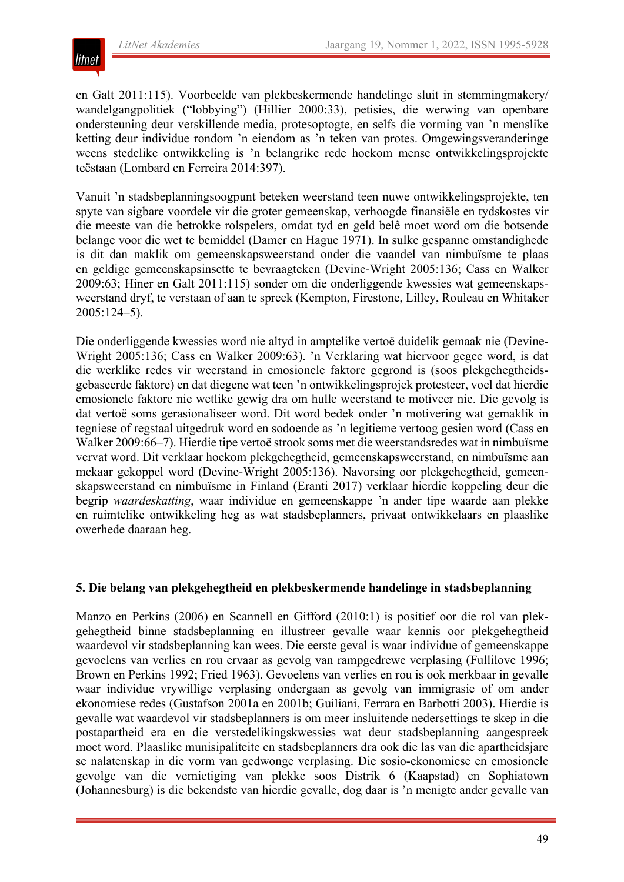en Galt 2011:115). Voorbeelde van plekbeskermende handelinge sluit in stemmingmakery/wandelgangpolitiek ("lobbying") (Hillier 2000:33), petisies, die werwing van openbare ondersteuning deur verskillende media, protesoptogte, en selfs die vorming van 'n menslike ketting deur individue rondom 'n eiendom as 'n teken van protes. Omgewingsveranderinge weens stedelike ontwikkeling is 'n belangrike rede hoekom mense ontwikkelingsprojekte teëstaan (Lombard en Ferreira 2014:397).

Vanuit 'n stadsbeplanningsoogpunt beteken weerstand teen nuwe ontwikkelingsprojekte, ten spyte van sigbare voordele vir die groter gemeenskap, verhoogde finansiële en tydskostes vir die meeste van die betrokke rolspelers, omdat tyd en geld belê moet word om die botsende belange voor die wet te bemiddel (Damer en Hague 1971). In sulke gespanne omstandighede is dit dan maklik om gemeenskapsweerstand onder die vaandel van nimbuïsme te plaas en geldige gemeenskapsinsette te bevraagteken (Devine-Wright 2005:136; Cass en Walker 2009:63; Hiner en Galt 2011:115) sonder om die onderliggende kwessies wat gemeenskapsweerstand dryf, te verstaan of aan te spreek (Kempton, Firestone, Lilley, Rouleau en Whitaker 2005:124–5).

Die onderliggende kwessies word nie altyd in amptelike vertoë duidelik gemaak nie (Devine-Wright 2005:136; Cass en Walker 2009:63). 'n Verklaring wat hiervoor gegee word, is dat die werklike redes vir weerstand in emosionele faktore gegrond is (soos plekgehegtheidsgebaseerde faktore) en dat diegene wat teen 'n ontwikkelingsprojek protesteer, voel dat hierdie emosionele faktore nie wetlike gewig dra om hulle weerstand te motiveer nie. Die gevolg is dat vertoë soms gerasionaliseer word. Dit word bedek onder 'n motivering wat gemaklik in tegniese of regstaal uitgedruk word en sodoende as 'n legitieme vertoog gesien word (Cass en Walker 2009:66–7). Hierdie tipe vertoë strook soms met die weerstandsredes wat in nimbuïsme vervat word. Dit verklaar hoekom plekgehegtheid, gemeenskapsweerstand, en nimbuïsme aan mekaar gekoppel word (Devine-Wright 2005:136). Navorsing oor plekgehegtheid, gemeenskapsweerstand en nimbuïsme in Finland (Eranti 2017) verklaar hierdie koppeling deur die begrip *waardeskatting*, waar individue en gemeenskappe 'n ander tipe waarde aan plekke en ruimtelike ontwikkeling heg as wat stadsbeplanners, privaat ontwikkelaars en plaaslike owerhede daaraan heg.

## 5. Die belang van plekgehegtheid en plekbeskermende handelinge in stadsbeplanning

Manzo en Perkins (2006) en Scannell en Gifford (2010:1) is positief oor die rol van plekgehegtheid binne stadsbeplanning en illustreer gevalle waar kennis oor plekgehegtheid waardevol vir stadsbeplanning kan wees. Die eerste geval is waar individue of gemeenskappe gevoelens van verlies en rou ervaar as gevolg van rampgedrewe verplasing (Fullilove 1996; Brown en Perkins 1992; Fried 1963). Gevoelens van verlies en rou is ook merkbaar in gevalle waar individue vrywillige verplasing ondergaan as gevolg van immigrasie of om ander ekonomiese redes (Gustafson 2001a en 2001b; Guiliani, Ferrara en Barbotti 2003). Hierdie is gevalle wat waardevol vir stadsbeplanners is om meer insluitende nedersettings te skep in die postapartheid era en die verstedelikingskwessies wat deur stadsbeplanning aangespreek moet word. Plaaslike munisipaliteite en stadsbeplanners dra ook die las van die apartheidsjare se nalatenskap in die vorm van gedwonge verplasing. Die sosio-ekonomiese en emosionele gevolge van die vernietiging van plekke soos Distrik 6 (Kaapstad) en Sophiatown (Johannesburg) is die bekendste van hierdie gevalle, dog daar is 'n menigte ander gevalle van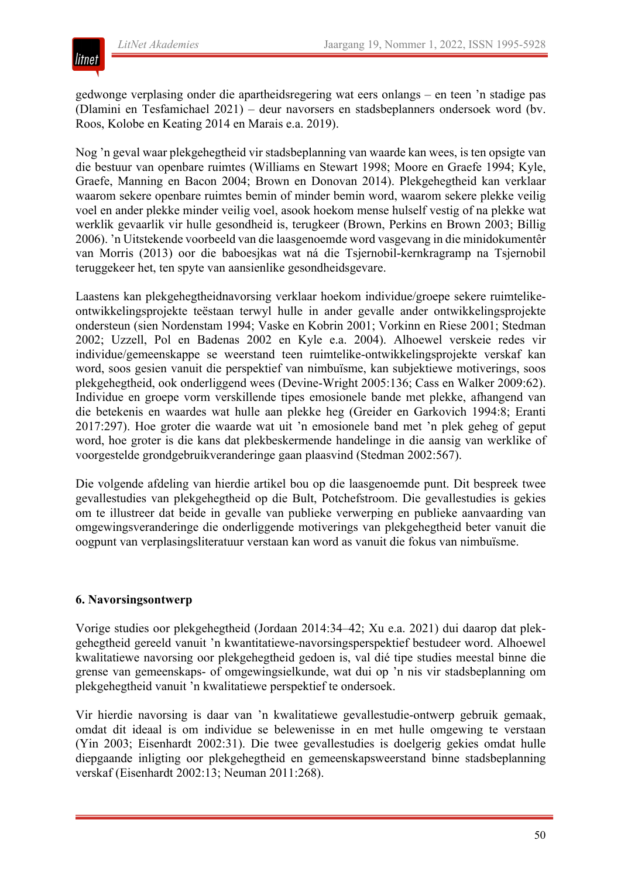gedwonge verplasing onder die apartheidsregering wat eers onlangs – en teen ’n stadige pas (Dlamini en Tesfamichael 2021) – deur navorsers en stadsbeplanners ondersoek word (bv. Roos, Kolobe en Keating 2014 en Marais e.a. 2019).

Nog ’n geval waar plekgehegtheid vir stadsbeplanning van waarde kan wees, is ten opsigte van die bestuur van openbare ruimtes (Williams en Stewart 1998; Moore en Graefe 1994; Kyle, Graefe, Manning en Bacon 2004; Brown en Donovan 2014). Plekgehegtheid kan verklaar waarom sekere openbare ruimtes bemin of minder bemin word, waarom sekere plekke veilig voel en ander plekke minder veilig voel, asook hoekom mense hulself vestig of na plekke wat werklik gevaarlik vir hulle gesondheid is, terugkeer (Brown, Perkins en Brown 2003; Billig 2006). ’n Uitstekende voorbeeld van die laasgenoemde word vasgevang in die minidokumentêr van Morris (2013) oor die baboesjkas wat ná die Tsjernobil-kernkragramp na Tsjernobil teruggekeer het, ten spyte van aansienlike gesondheidsgevare.

Laastens kan plekgehegtheidnavorsing verklaar hoekom individue/groepe sekere ruimtelike-ontwikkelingsprojekte teëstaan terwyl hulle in ander gevalle ander ontwikkelingsprojekte ondersteun (sien Nordenstam 1994; Vaske en Kobrin 2001; Vorkinn en Riese 2001; Stedman 2002; Uzzell, Pol en Badenas 2002 en Kyle e.a. 2004). Alhoewel verskeie redes vir individue/gemeenskappe se weerstand teen ruimtelike-ontwikkelingsprojekte verskaf kan word, soos gesien vanuit die perspektief van nimbuïsme, kan subjektiewe motiverings, soos plekgehegtheid, ook onderliggend wees (Devine-Wright 2005:136; Cass en Walker 2009:62). Individue en groepe vorm verskillende tipes emosionele bande met plekke, afhangend van die betekenis en waardes wat hulle aan plekke heg (Greider en Garkovich 1994:8; Eranti 2017:297). Hoe groter die waarde wat uit ’n emosionele band met ’n plek geheg of geput word, hoe groter is die kans dat plekbeskermende handelinge in die aansig van werklike of voorgestelde grondgebruikveranderinge gaan plaasvind (Stedman 2002:567).

Die volgende afdeling van hierdie artikel bou op die laasgenoemde punt. Dit bespreek twee gevallestudies van plekgehegtheid op die Bult, Potchefstroom. Die gevallestudies is gekies om te illustreer dat beide in gevalle van publieke verwerping en publieke aanvaarding van omgewingsveranderinge die onderliggende motiverings van plekgehegtheid beter vanuit die oogpunt van verplasingsliteratuur verstaan kan word as vanuit die fokus van nimbuïsme.

## 6. Navorsingsontwerp

Vorige studies oor plekgehegtheid (Jordaan 2014:34–42; Xu e.a. 2021) dui daarop dat plekgehegtheid gereeld vanuit ’n kwantitatiewe-navorsingsperspektief bestudeer word. Alhoewel kwalitatiewe navorsing oor plekgehegtheid gedoen is, val dié tipe studies meestal binne die grense van gemeenskaps- of omgewingsielkunde, wat dui op ’n nis vir stadsbeplanning om plekgehegtheid vanuit ’n kwalitatiewe perspektief te ondersoek.

Vir hierdie navorsing is daar van ’n kwalitatiewe gevallestudie-ontwerp gebruik gemaak, omdat dit ideaal is om individue se belewenisse in en met hulle omgewing te verstaan (Yin 2003; Eisenhardt 2002:31). Die twee gevallestudies is doelgerig gekies omdat hulle diepgaande inligting oor plekgehegtheid en gemeenskapsweerstand binne stadsbeplanning verskaf (Eisenhardt 2002:13; Neuman 2011:268).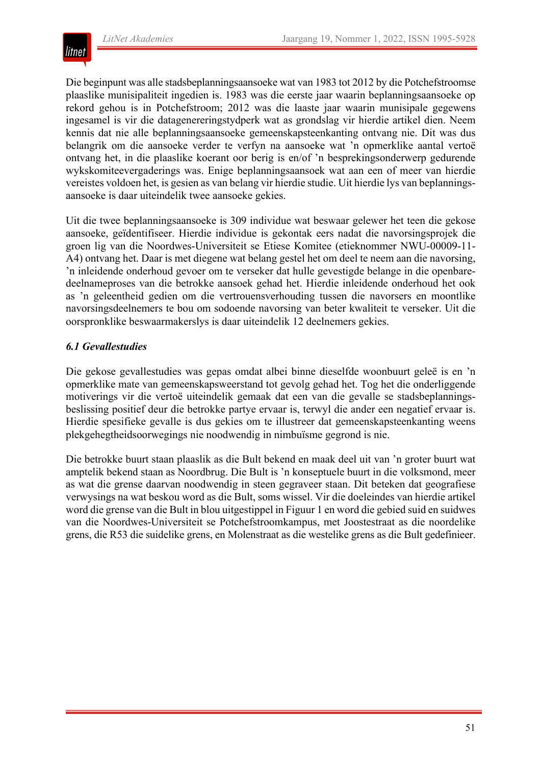Die beginpunt was alle stadsbeplanningsaansoeke wat van 1983 tot 2012 by die Potchefstroomse plaaslike munisipaliteit ingedien is. 1983 was die eerste jaar waarin beplanningsaansoeke op rekord gehou is in Potchefstroom; 2012 was die laaste jaar waarin munisipale gegewens ingesamel is vir die datagenereringstydperk wat as grondslag vir hierdie artikel dien. Neem kennis dat nie alle beplanningsaansoeke gemeenskapsteenkanting ontvang nie. Dit was dus belangrik om die aansoeke verder te verfyn na aansoeke wat 'n opmerklike aantal vertoë ontvang het, in die plaaslike koerant oor berig is en/of 'n besprekingsonderwerp gedurende wykskomiteevergaderings was. Enige beplanningsaansoek wat aan een of meer van hierdie vereistes voldoen het, is gesien as van belang vir hierdie studie. Uit hierdie lys van beplanningsaansoeke is daar uiteindelik twee aansoeke gekies.

Uit die twee beplanningsaansoeke is 309 individue wat beswaar gelewer het teen die gekose aansoeke, geïdentifiseer. Hierdie individue is gekontak eers nadat die navorsingsprojek die groen lig van die Noordwes-Universiteit se Etiese Komitee (etieknommer NWU-00009-11-A4) ontvang het. Daar is met diegene wat belang gestel het om deel te neem aan die navorsing, 'n inleidende onderhoud gevoer om te verseker dat hulle gevestigde belange in die openbaredeelnameproses van die betrokke aansoek gehad het. Hierdie inleidende onderhoud het ook as 'n geleentheid gedien om die vertrouensverhouding tussen die navorsers en moontlike navorsingsdeelnemers te bou om sodoende navorsing van beter kwaliteit te verseker. Uit die oorspronklike beswaarmakerslys is daar uiteindelik 12 deelnemers gekies.

### *6.1 Gevallestudies*

Die gekose gevallestudies was gepas omdat albei binne dieselfde woonbuurt geleë is en 'n opmerklike mate van gemeenskapsweerstand tot gevolg gehad het. Tog het die onderliggende motiverings vir die vertoë uiteindelik gemaak dat een van die gevalle se stadsbeplanningsbeslissing positief deur die betrokke partye ervaar is, terwyl die ander een negatief ervaar is. Hierdie spesifieke gevalle is dus gekies om te illustreer dat gemeenskapsteenkanting weens plekgehegtheidsoorwegings nie noodwendig in nimbuïsme gegrond is nie.

Die betrokke buurt staan plaaslik as die Bult bekend en maak deel uit van 'n groter buurt wat amptelik bekend staan as Noordbrug. Die Bult is 'n konseptuele buurt in die volksmond, meer as wat die grense daarvan noodwendig in steen gegraveer staan. Dit beteken dat geografiese verwysings na wat beskou word as die Bult, soms wissel. Vir die doeleindes van hierdie artikel word die grense van die Bult in blou uitgestippel in Figuur 1 en word die gebied suid en suidwes van die Noordwes-Universiteit se Potchefstroomkampus, met Joostestraat as die noordelike grens, die R53 die suidelike grens, en Molenstraat as die westelike grens as die Bult gedefinieer.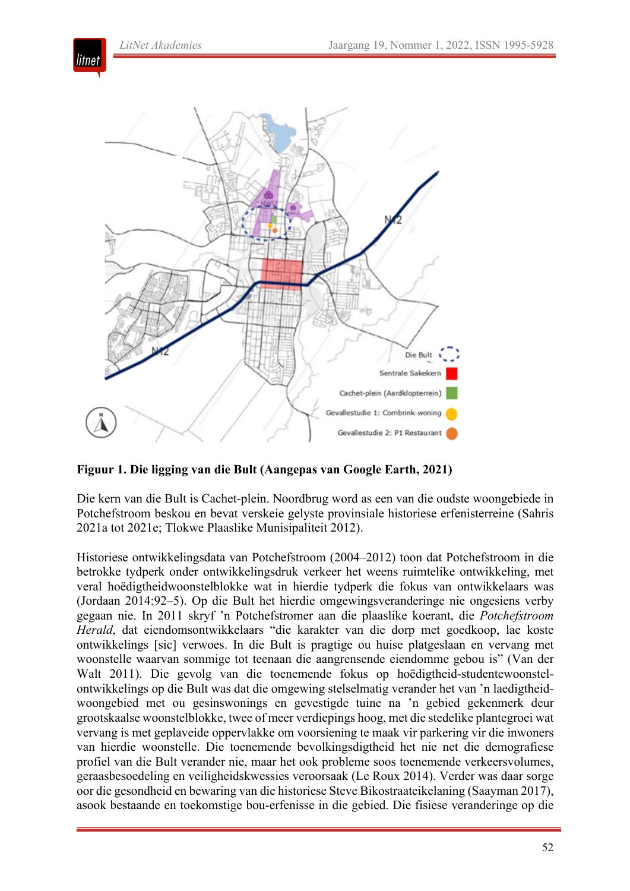**Figuur 1. Die ligging van die Bult (Aangepas van Google Earth, 2021)**

Die kern van die Bult is Cachet-plein. Noordbrug word as een van die oudste woongebiede in Potchefstroom beskou en bevat verskeie gelyste provinsiale historiese erfenisterreine (Sahris 2021a tot 2021e; Tlokwe Plaaslike Munisipaliteit 2012).

Historiese ontwikkelingsdata van Potchefstroom (2004–2012) toon dat Potchefstroom in die betrokke tydperk onder ontwikkelingsdruk verkeer het weens ruimtelike ontwikkeling, met veral hoëdigtheidwoonstelblokke wat in hierdie tydperk die fokus van ontwikkelaars was (Jordaan 2014:92–5). Op die Bult het hierdie omgewingsveranderinge nie ongesiens verby gegaan nie. In 2011 skryf 'n Potchefstromer aan die plaaslike koerant, die *Potchefstroom Herald*, dat eiendomsontwikkelaars "die karakter van die dorp met goedkoop, lae koste ontwikkelings [sic] verwoes. In die Bult is pragtige ou huise platgeslaan en vervang met woonstelle waarvan sommige tot teenaan die aangrensende eiendomme gebou is" (Van der Walt 2011). Die gevolg van die toenemende fokus op hoëdigtheid-studentewoonstel-ontwikkelings op die Bult was dat die omgewing stelselmatig verander het van 'n laedigtheid-woongebied met ou gesinswonings en gevestigde tuine na 'n gebied gekenmerk deur grootskaalse woonstelblokke, twee of meer verdiepings hoog, met die stedelike plantegroei wat vervang is met geplaveide oppervlakke om voorsiening te maak vir parkering vir die inwoners van hierdie woonstelle. Die toenemende bevolkingsdigtheid het nie net die demografiese profiel van die Bult verander nie, maar het ook probleme soos toenemende verkeersvolumes, geraasbesoedeling en veiligheidskwessies veroorsaak (Le Roux 2014). Verder was daar sorge oor die gesondheid en bewaring van die historiese Steve Bikostraateikelaning (Saayman 2017), asook bestaande en toekomstige bou-erfenisse in die gebied. Die fisiese veranderinge op die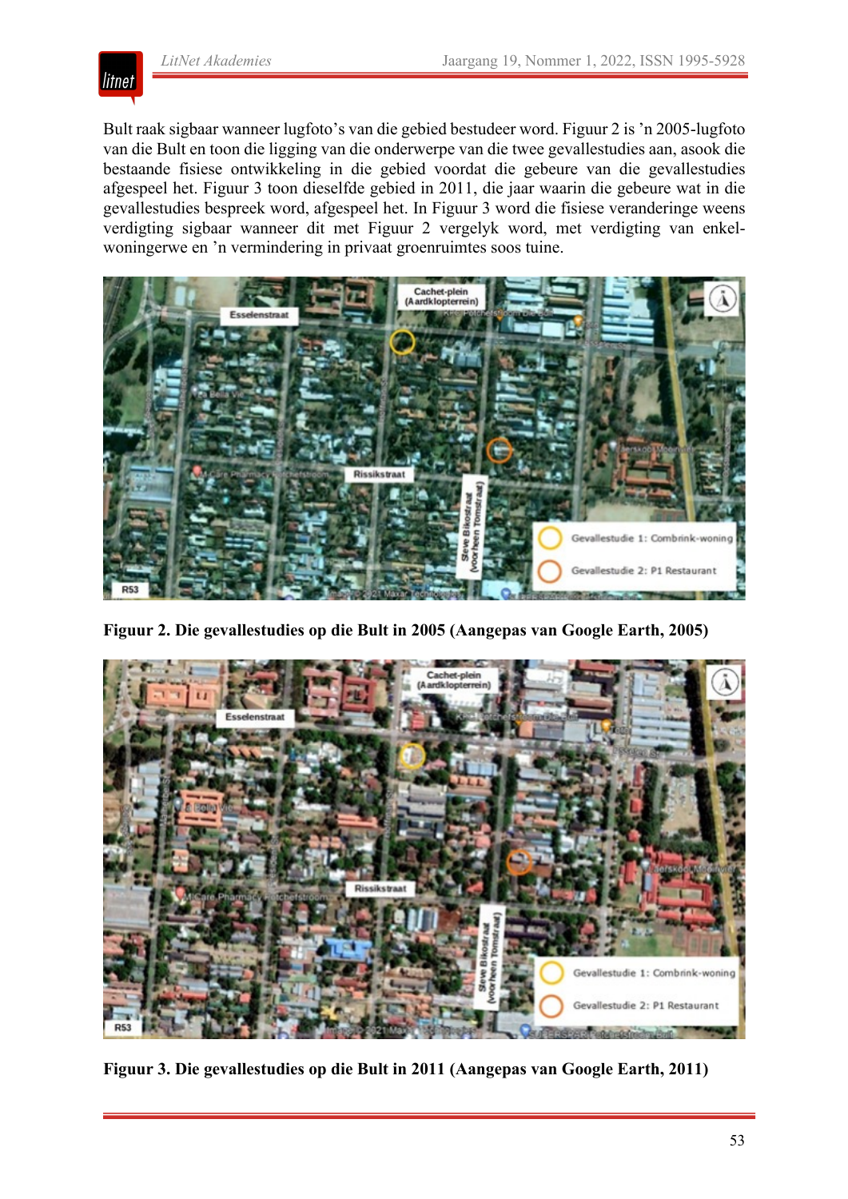Bult raak sigbaar wanneer lugfoto's van die gebied bestudeer word. Figuur 2 is 'n 2005-lugfoto van die Bult en toon die ligging van die onderwerpe van die twee gevallestudies aan, asook die bestaande fisiese ontwikkeling in die gebied voordat die gebeure van die gevallestudies afgespeel het. Figuur 3 toon dieselfde gebied in 2011, die jaar waarin die gebeure wat in die gevallestudies bespreek word, afgespeel het. In Figuur 3 word die fisiese veranderinge weens verdigting sigbaar wanneer dit met Figuur 2 vergelyk word, met verdigting van enkel-woningerwe en 'n vermindering in privaat groenruimtes soos tuine.

**Figuur 2. Die gevallestudies op die Bult in 2005 (Aangepas van Google Earth, 2005)**

**Figuur 3. Die gevallestudies op die Bult in 2011 (Aangepas van Google Earth, 2011)**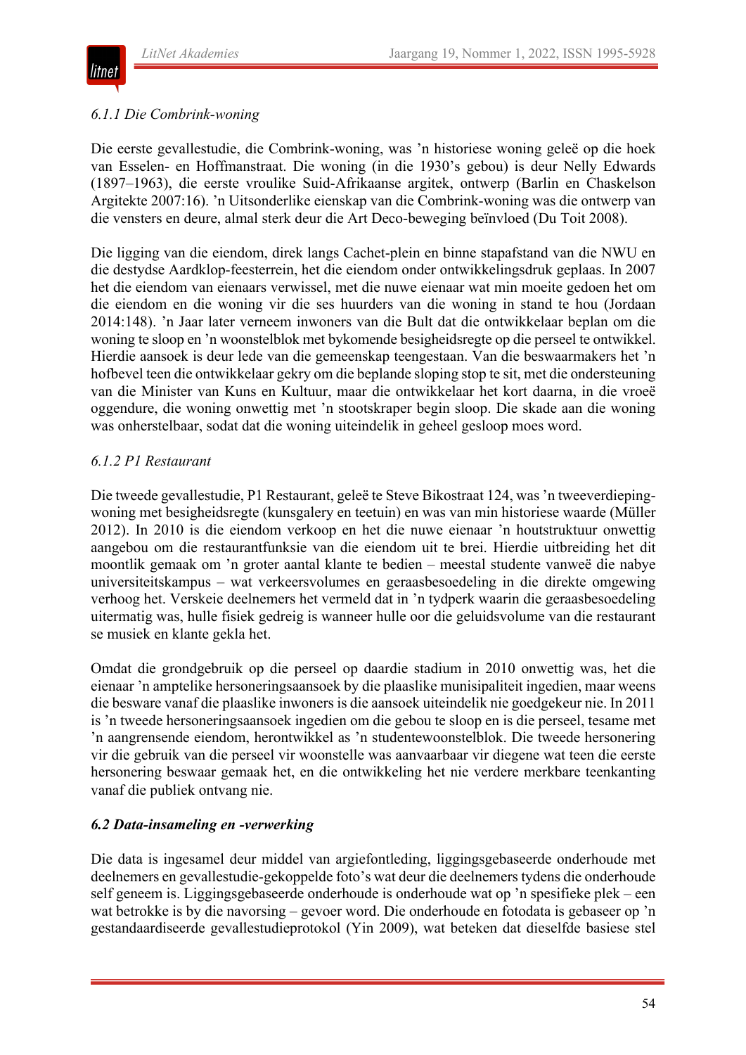*6.1.1 Die Combrink-woning*

Die eerste gevallestudie, die Combrink-woning, was ’n historiese woning geleë op die hoek van Esselen- en Hoffmanstraat. Die woning (in die 1930’s gebou) is deur Nelly Edwards (1897–1963), die eerste vroulike Suid-Afrikaanse argitek, ontwerp (Barlin en Chaskelson Argitekte 2007:16). ’n Uitsonderlike eienskap van die Combrink-woning was die ontwerp van die vensters en deure, almal sterk deur die Art Deco-beweging beïnvloed (Du Toit 2008).

Die ligging van die eiendom, direk langs Cachet-plein en binne stapafstand van die NWU en die destydse Aardklop-feesterrein, het die eiendom onder ontwikkelingsdruk geplaas. In 2007 het die eiendom van eienaars verwissel, met die nuwe eienaar wat min moeite gedoen het om die eiendom en die woning vir die ses huurders van die woning in stand te hou (Jordaan 2014:148). ’n Jaar later verneem inwoners van die Bult dat die ontwikkelaar beplan om die woning te sloop en ’n woonstelblok met bykomende besigheidsregte op die perseel te ontwikkel. Hierdie aansoek is deur lede van die gemeenskap teengestaan. Van die beswaarmakers het ’n hofbevel teen die ontwikkelaar gekry om die beplande sloping stop te sit, met die ondersteuning van die Minister van Kuns en Kultuur, maar die ontwikkelaar het kort daarna, in die vroeë oggendure, die woning onwettig met ’n stootskraper begin sloop. Die skade aan die woning was onherstelbaar, sodat dat die woning uiteindelik in geheel gesloop moes word.

*6.1.2 P1 Restaurant*

Die tweede gevallestudie, P1 Restaurant, geleë te Steve Bikostraat 124, was ’n tweeverdieping-woning met besigheidsregte (kunsgalery en teetuin) en was van min historiese waarde (Müller 2012). In 2010 is die eiendom verkoop en het die nuwe eienaar ’n houtstruktuur onwettig aangebou om die restaurantfunksie van die eiendom uit te brei. Hierdie uitbreiding het dit moontlik gemaak om ’n groter aantal klante te bedien – meestal studente vanweë die nabye universiteitskampus – wat verkeersvolumes en geraasbesoedeling in die direkte omgewing verhoog het. Verskeie deelnemers het vermeld dat in ’n tydperk waarin die geraasbesoedeling uitermatig was, hulle fisiek gedreig is wanneer hulle oor die geluidsvolume van die restaurant se musiek en klante gekla het.

Omdat die grondgebruik op die perseel op daardie stadium in 2010 onwettig was, het die eienaar ’n amptelike hersoneringsaansoek by die plaaslike munisipaliteit ingedien, maar weens die besware vanaf die plaaslike inwoners is die aansoek uiteindelik nie goedgekeur nie. In 2011 is ’n tweede hersoneringsaansoek ingedien om die gebou te sloop en is die perseel, tesame met ’n aangrensende eiendom, herontwikkel as ’n studentewoonstelblok. Die tweede hersonering vir die gebruik van die perseel vir woonstelle was aanvaarbaar vir diegene wat teen die eerste hersonering beswaar gemaak het, en die ontwikkeling het nie verdere merkbare teenkanting vanaf die publiek ontvang nie.

***6.2 Data-insameling en -verwerking***

Die data is ingesamel deur middel van argiefontleding, liggingsgebaseerde onderhoude met deelnemers en gevallestudie-gekoppelde foto’s wat deur die deelnemers tydens die onderhoude self geneem is. Liggingsgebaseerde onderhoude is onderhoude wat op ’n spesifieke plek – een wat betrokke is by die navorsing – gevoer word. Die onderhoude en fotodata is gebaseer op ’n gestandaardiseerde gevallestudieprotokol (Yin 2009), wat beteken dat dieselfde basiese stel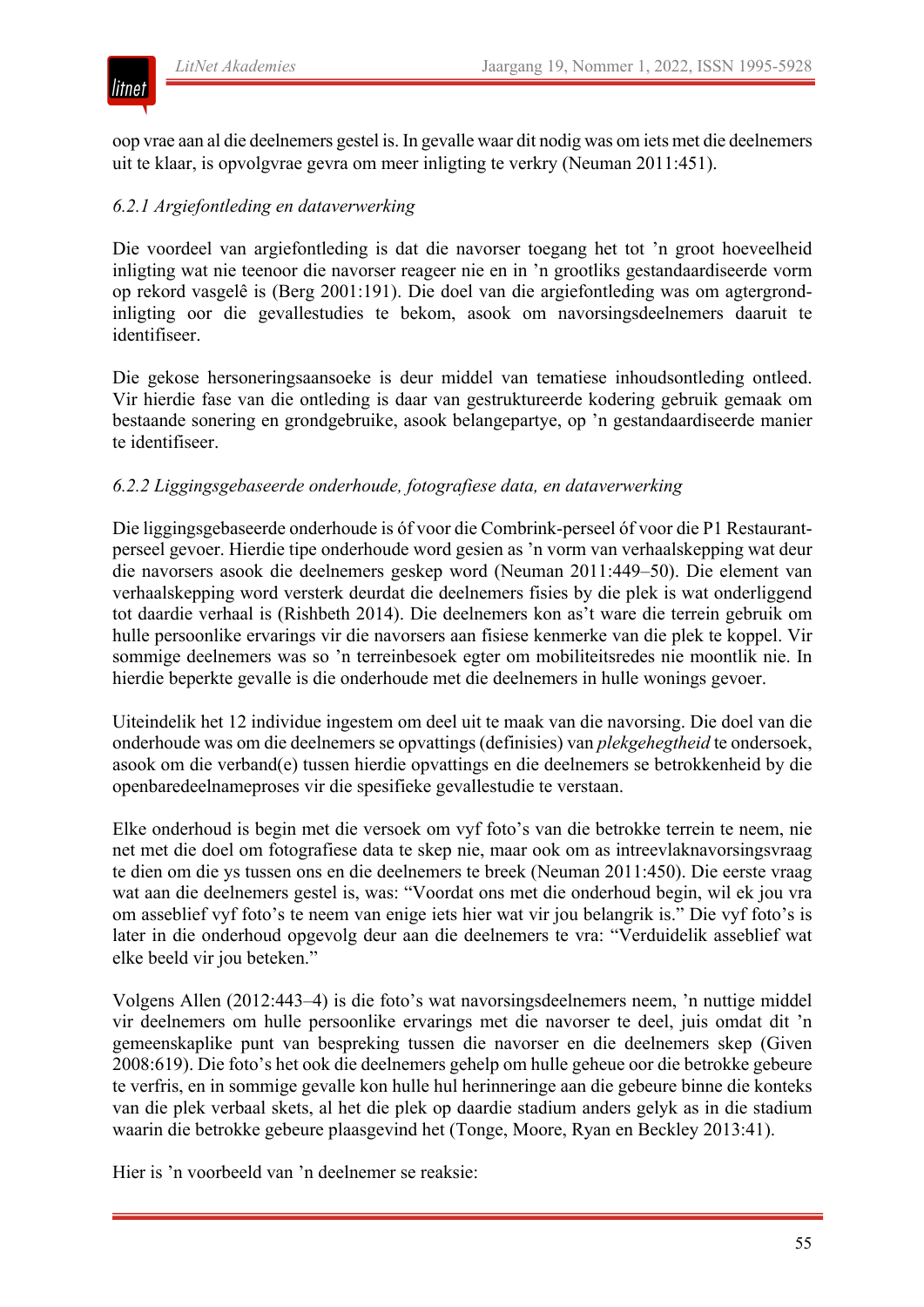oop vrae aan al die deelnemers gestel is. In gevalle waar dit nodig was om iets met die deelnemers uit te klaar, is opvolgvrae gevra om meer inligting te verkry (Neuman 2011:451).

### 6.2.1 Argiefontleding en dataverwerking

Die voordeel van argiefontleding is dat die navorser toegang het tot 'n groot hoeveelheid inligting wat nie teenoor die navorser reageer nie en in 'n grootliks gestandaardiseerde vorm op rekord vasgelê is (Berg 2001:191). Die doel van die argiefontleding was om agtergrond-inligting oor die gevallestudies te bekom, asook om navorsingsdeelnemers daaruit te identifiseer.

Die gekose hersoneringsaansoeke is deur middel van tematiese inhoudsontleding ontleed. Vir hierdie fase van die ontleding is daar van gestruktureerde kodering gebruik gemaak om bestaande sonering en grondgebruike, asook belangepartye, op 'n gestandaardiseerde manier te identifiseer.

### 6.2.2 Liggingsgebaseerde onderhoude, fotografiese data, en dataverwerking

Die liggingsgebaseerde onderhoude is óf voor die Combrink-perseel óf voor die P1 Restaurant-perseel gevoer. Hierdie tipe onderhoude word gesien as 'n vorm van verhaalskepping wat deur die navorsers asook die deelnemers geskep word (Neuman 2011:449–50). Die element van verhaalskepping word versterk deurdat die deelnemers fisies by die plek is wat onderliggend tot daardie verhaal is (Rishbeth 2014). Die deelnemers kon as't ware die terrein gebruik om hulle persoonlike ervarings vir die navorsers aan fisiese kenmerke van die plek te koppel. Vir sommige deelnemers was so 'n terreinbesoek egter om mobiliteitsredes nie moontlik nie. In hierdie beperkte gevalle is die onderhoude met die deelnemers in hulle wonings gevoer.

Uiteindelik het 12 individue ingestem om deel uit te maak van die navorsing. Die doel van die onderhoude was om die deelnemers se opvattings (definisies) van *plekgehegtheid* te ondersoek, asook om die verband(e) tussen hierdie opvattings en die deelnemers se betrokkenheid by die openbaredeelnameproses vir die spesifieke gevallestudie te verstaan.

Elke onderhoud is begin met die versoek om vyf foto's van die betrokke terrein te neem, nie net met die doel om fotografiese data te skep nie, maar ook om as intreevlaknavorsingsvraag te dien om die ys tussen ons en die deelnemers te breek (Neuman 2011:450). Die eerste vraag wat aan die deelnemers gestel is, was: "Voordat ons met die onderhoud begin, wil ek jou vra om asseblief vyf foto's te neem van enige iets hier wat vir jou belangrik is." Die vyf foto's is later in die onderhoud opgevolg deur aan die deelnemers te vra: "Verduidelik asseblief wat elke beeld vir jou beteken."

Volgens Allen (2012:443–4) is die foto's wat navorsingsdeelnemers neem, 'n nuttige middel vir deelnemers om hulle persoonlike ervarings met die navorser te deel, juis omdat dit 'n gemeenskaplike punt van bespreking tussen die navorser en die deelnemers skep (Given 2008:619). Die foto's het ook die deelnemers gehelp om hulle geheue oor die betrokke gebeure te verfris, en in sommige gevalle kon hulle hul herinneringe aan die gebeure binne die konteks van die plek verbaal skets, al het die plek op daardie stadium anders gelyk as in die stadium waarin die betrokke gebeure plaasgevind het (Tonge, Moore, Ryan en Beckley 2013:41).

Hier is 'n voorbeeld van 'n deelnemer se reaksie: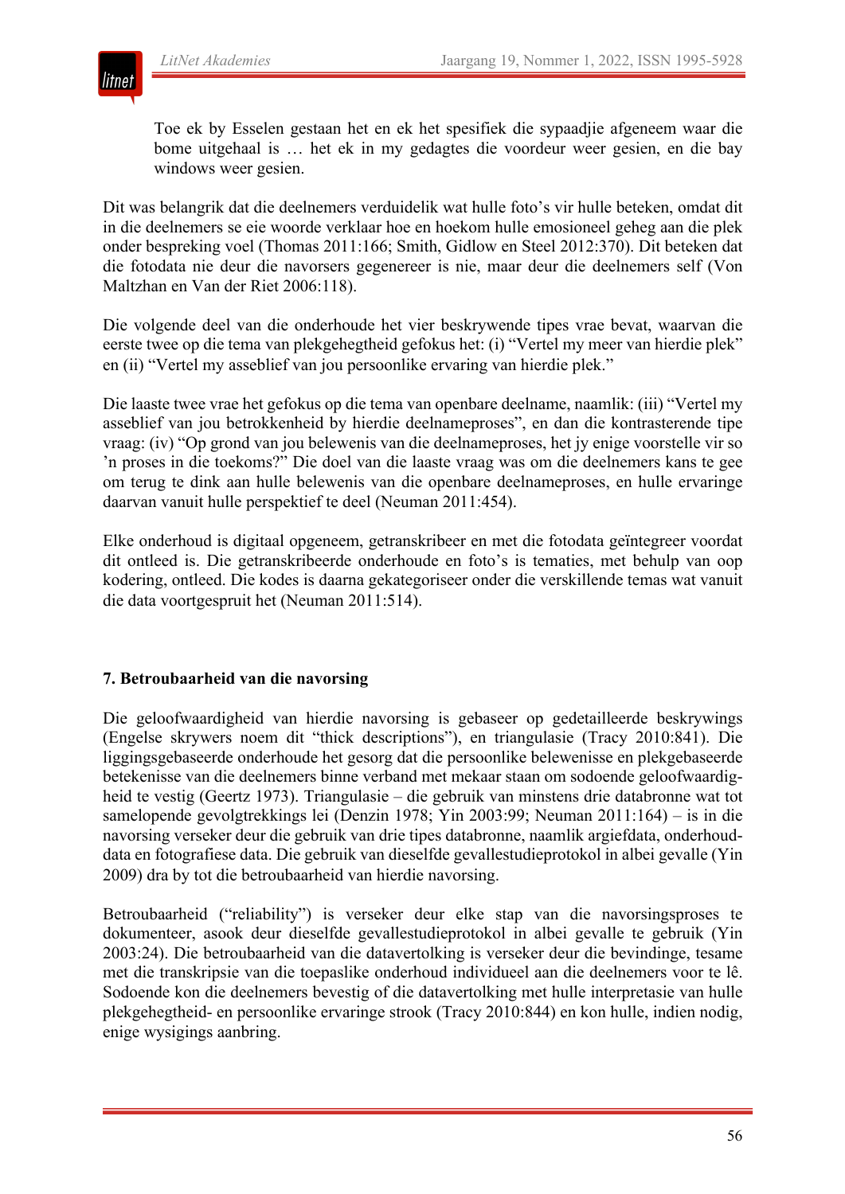> Toe ek by Esselen gestaan het en ek het spesifiek die sypaadjie afgeneem waar die bome uitgehaal is … het ek in my gedagtes die voordeur weer gesien, en die bay windows weer gesien.

Dit was belangrik dat die deelnemers verduidelik wat hulle foto's vir hulle beteken, omdat dit in die deelnemers se eie woorde verklaar hoe en hoekom hulle emosioneel geheg aan die plek onder bespreking voel (Thomas 2011:166; Smith, Gidlow en Steel 2012:370). Dit beteken dat die fotodata nie deur die navorsers gegenereer is nie, maar deur die deelnemers self (Von Maltzhan en Van der Riet 2006:118).

Die volgende deel van die onderhoude het vier beskrywende tipes vrae bevat, waarvan die eerste twee op die tema van plekgehegtheid gefokus het: (i) "Vertel my meer van hierdie plek" en (ii) "Vertel my asseblief van jou persoonlike ervaring van hierdie plek."

Die laaste twee vrae het gefokus op die tema van openbare deelname, naamlik: (iii) "Vertel my asseblief van jou betrokkenheid by hierdie deelnameproses", en dan die kontrasterende tipe vraag: (iv) "Op grond van jou belewenis van die deelnameproses, het jy enige voorstelle vir so 'n proses in die toekoms?" Die doel van die laaste vraag was om die deelnemers kans te gee om terug te dink aan hulle belewenis van die openbare deelnameproses, en hulle ervaringe daarvan vanuit hulle perspektief te deel (Neuman 2011:454).

Elke onderhoud is digitaal opgeneem, getranskribeer en met die fotodata geïntegreer voordat dit ontleed is. Die getranskribeerde onderhoude en foto's is tematies, met behulp van oop kodering, ontleed. Die kodes is daarna gekategoriseer onder die verskillende temas wat vanuit die data voortgespruit het (Neuman 2011:514).

## 7. Betroubaarheid van die navorsing

Die geloofwaardigheid van hierdie navorsing is gebaseer op gedetailleerde beskrywings (Engelse skrywers noem dit "thick descriptions"), en triangulasie (Tracy 2010:841). Die liggingsgebaseerde onderhoude het gesorg dat die persoonlike belewenisse en plekgebaseerde betekenisse van die deelnemers binne verband met mekaar staan om sodoende geloofwaardigheid te vestig (Geertz 1973). Triangulasie – die gebruik van minstens drie databronne wat tot samelopende gevolgtrekkings lei (Denzin 1978; Yin 2003:99; Neuman 2011:164) – is in die navorsing verseker deur die gebruik van drie tipes databronne, naamlik argiefdata, onderhouddata en fotografiese data. Die gebruik van dieselfde gevallestudieprotokol in albei gevalle (Yin 2009) dra by tot die betroubaarheid van hierdie navorsing.

Betroubaarheid ("reliability") is verseker deur elke stap van die navorsingsproses te dokumenteer, asook deur dieselfde gevallestudieprotokol in albei gevalle te gebruik (Yin 2003:24). Die betroubaarheid van die datavertolking is verseker deur die bevindinge, tesame met die transkripsie van die toepaslike onderhoud individueel aan die deelnemers voor te lê. Sodoende kon die deelnemers bevestig of die datavertolking met hulle interpretasie van hulle plekgehegtheid- en persoonlike ervaringe strook (Tracy 2010:844) en kon hulle, indien nodig, enige wysigings aanbring.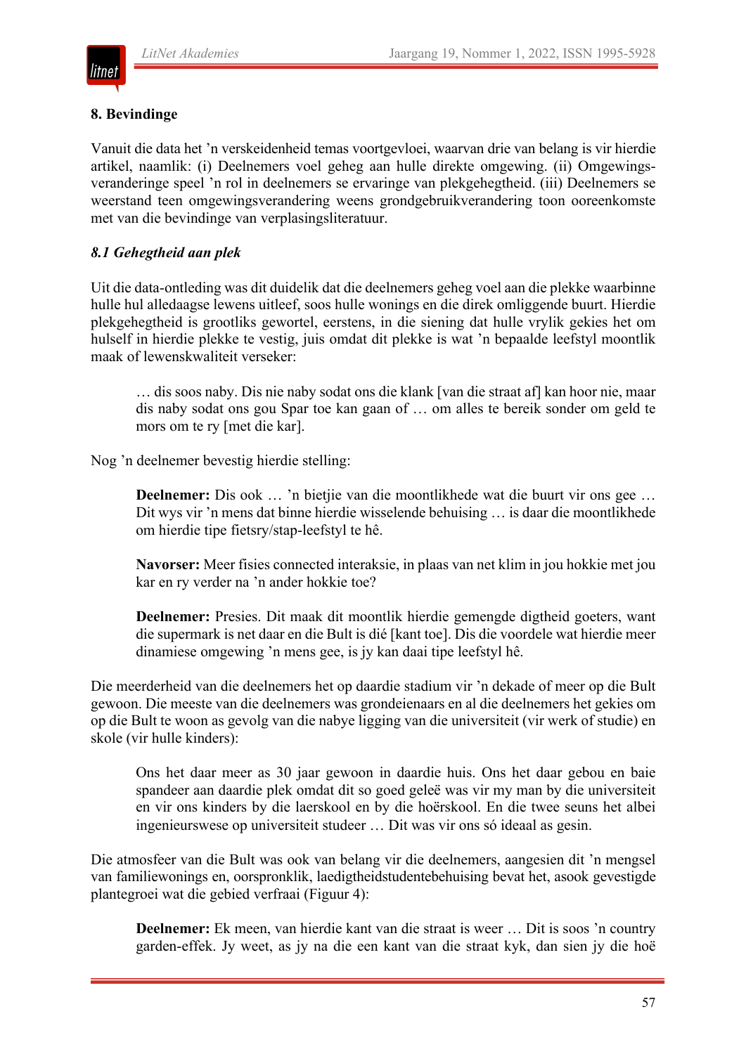## 8. Bevindinge

Vanuit die data het ’n verskeidenheid temas voortgevloei, waarvan drie van belang is vir hierdie artikel, naamlik: (i) Deelnemers voel geheg aan hulle direkte omgewing. (ii) Omgewingsveranderinge speel ’n rol in deelnemers se ervaringe van plekgehegtheid. (iii) Deelnemers se weerstand teen omgewingsverandering weens grondgebruikverandering toon ooreenkomste met van die bevindinge van verplasingsliteratuur.

### *8.1 Gehegtheid aan plek*

Uit die data-ontleding was dit duidelik dat die deelnemers geheg voel aan die plekke waarbinne hulle hul alledaagse lewens uitleef, soos hulle wonings en die direk omliggende buurt. Hierdie plekgehegtheid is grootliks gewortel, eerstens, in die siening dat hulle vrylik gekies het om hulself in hierdie plekke te vestig, juis omdat dit plekke is wat ’n bepaalde leefstyl moontlik maak of lewenskwaliteit verseker:

> … dis soos naby. Dis nie naby sodat ons die klank [van die straat af] kan hoor nie, maar dis naby sodat ons gou Spar toe kan gaan of … om alles te bereik sonder om geld te mors om te ry [met die kar].

Nog ’n deelnemer bevestig hierdie stelling:

> **Deelnemer:** Dis ook … ’n bietjie van die moontlikhede wat die buurt vir ons gee … Dit wys vir ’n mens dat binne hierdie wisselende behuising … is daar die moontlikhede om hierdie tipe fietsry/stap-leefstyl te hê.
>
> **Navorser:** Meer fisies connected interaksie, in plaas van net klim in jou hokkie met jou kar en ry verder na ’n ander hokkie toe?
>
> **Deelnemer:** Presies. Dit maak dit moontlik hierdie gemengde digtheid goeters, want die supermark is net daar en die Bult is dié [kant toe]. Dis die voordele wat hierdie meer dinamiese omgewing ’n mens gee, is jy kan daai tipe leefstyl hê.

Die meerderheid van die deelnemers het op daardie stadium vir ’n dekade of meer op die Bult gewoon. Die meeste van die deelnemers was grondeienaars en al die deelnemers het gekies om op die Bult te woon as gevolg van die nabye ligging van die universiteit (vir werk of studie) en skole (vir hulle kinders):

> Ons het daar meer as 30 jaar gewoon in daardie huis. Ons het daar gebou en baie spandeer aan daardie plek omdat dit so goed geleë was vir my man by die universiteit en vir ons kinders by die laerskool en by die hoërskool. En die twee seuns het albei ingenieurswese op universiteit studeer … Dit was vir ons só ideaal as gesin.

Die atmosfeer van die Bult was ook van belang vir die deelnemers, aangesien dit ’n mengsel van familiewonings en, oorspronklik, laedigtheidstudentebehuising bevat het, asook gevestigde plantegroei wat die gebied verfraai (Figuur 4):

> **Deelnemer:** Ek meen, van hierdie kant van die straat is weer … Dit is soos ’n country garden-effek. Jy weet, as jy na die een kant van die straat kyk, dan sien jy die hoë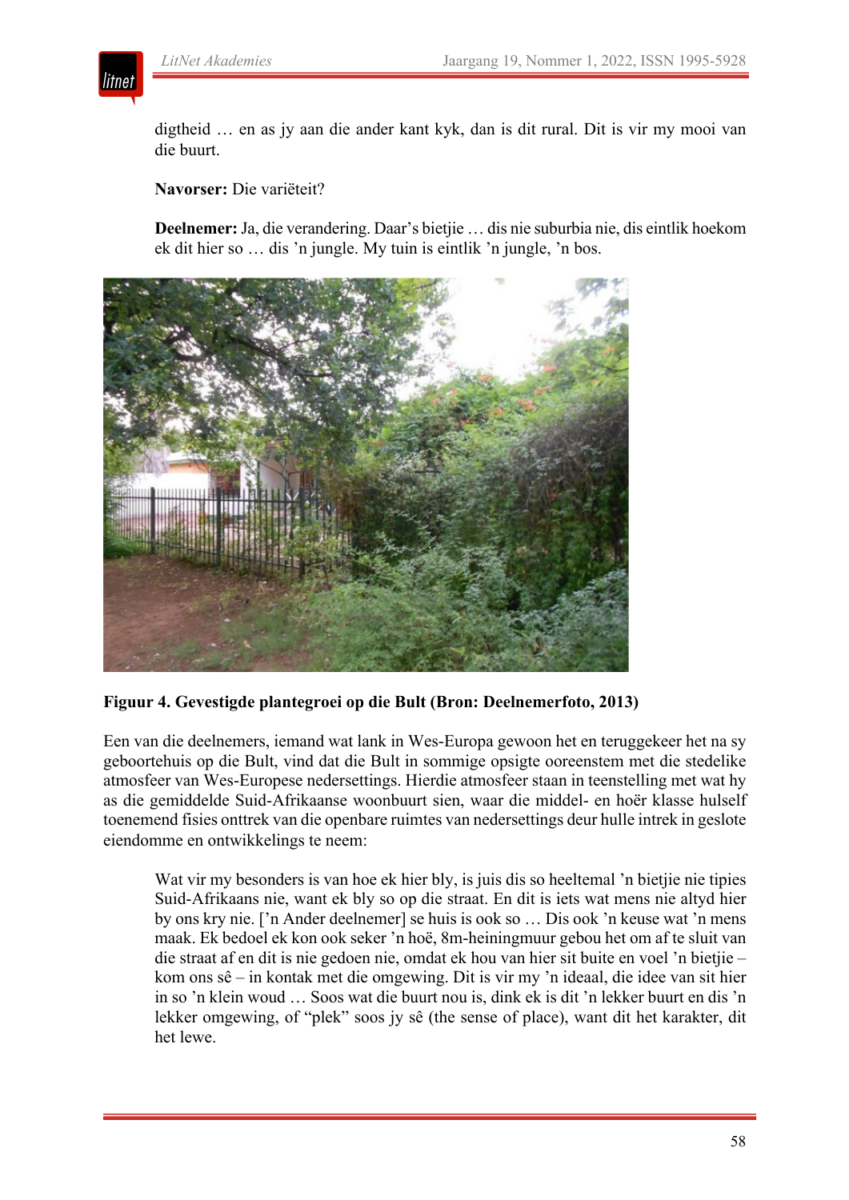digtheid … en as jy aan die ander kant kyk, dan is dit rural. Dit is vir my mooi van die buurt.

**Navorser:** Die variëteit?

**Deelnemer:** Ja, die verandering. Daar's bietjie … dis nie suburbia nie, dis eintlik hoekom ek dit hier so … dis 'n jungle. My tuin is eintlik 'n jungle, 'n bos.

**Figuur 4. Gevestigde plantegroei op die Bult (Bron: Deelnemerfoto, 2013)**

Een van die deelnemers, iemand wat lank in Wes-Europa gewoon het en teruggekeer het na sy geboortehuis op die Bult, vind dat die Bult in sommige opsigte ooreenstem met die stedelike atmosfeer van Wes-Europese nedersettings. Hierdie atmosfeer staan in teenstelling met wat hy as die gemiddelde Suid-Afrikaanse woonbuurt sien, waar die middel- en hoër klasse hulself toenemend fisies onttrek van die openbare ruimtes van nedersettings deur hulle intrek in geslote eiendomme en ontwikkelings te neem:

> Wat vir my besonders is van hoe ek hier bly, is juis dis so heeltemal 'n bietjie nie tipies Suid-Afrikaans nie, want ek bly so op die straat. En dit is iets wat mens nie altyd hier by ons kry nie. ['n Ander deelnemer] se huis is ook so … Dis ook 'n keuse wat 'n mens maak. Ek bedoel ek kon ook seker 'n hoë, 8m-heiningmuur gebou het om af te sluit van die straat af en dit is nie gedoen nie, omdat ek hou van hier sit buite en voel 'n bietjie – kom ons sê – in kontak met die omgewing. Dit is vir my 'n ideaal, die idee van sit hier in so 'n klein woud … Soos wat die buurt nou is, dink ek is dit 'n lekker buurt en dis 'n lekker omgewing, of "plek" soos jy sê (the sense of place), want dit het karakter, dit het lewe.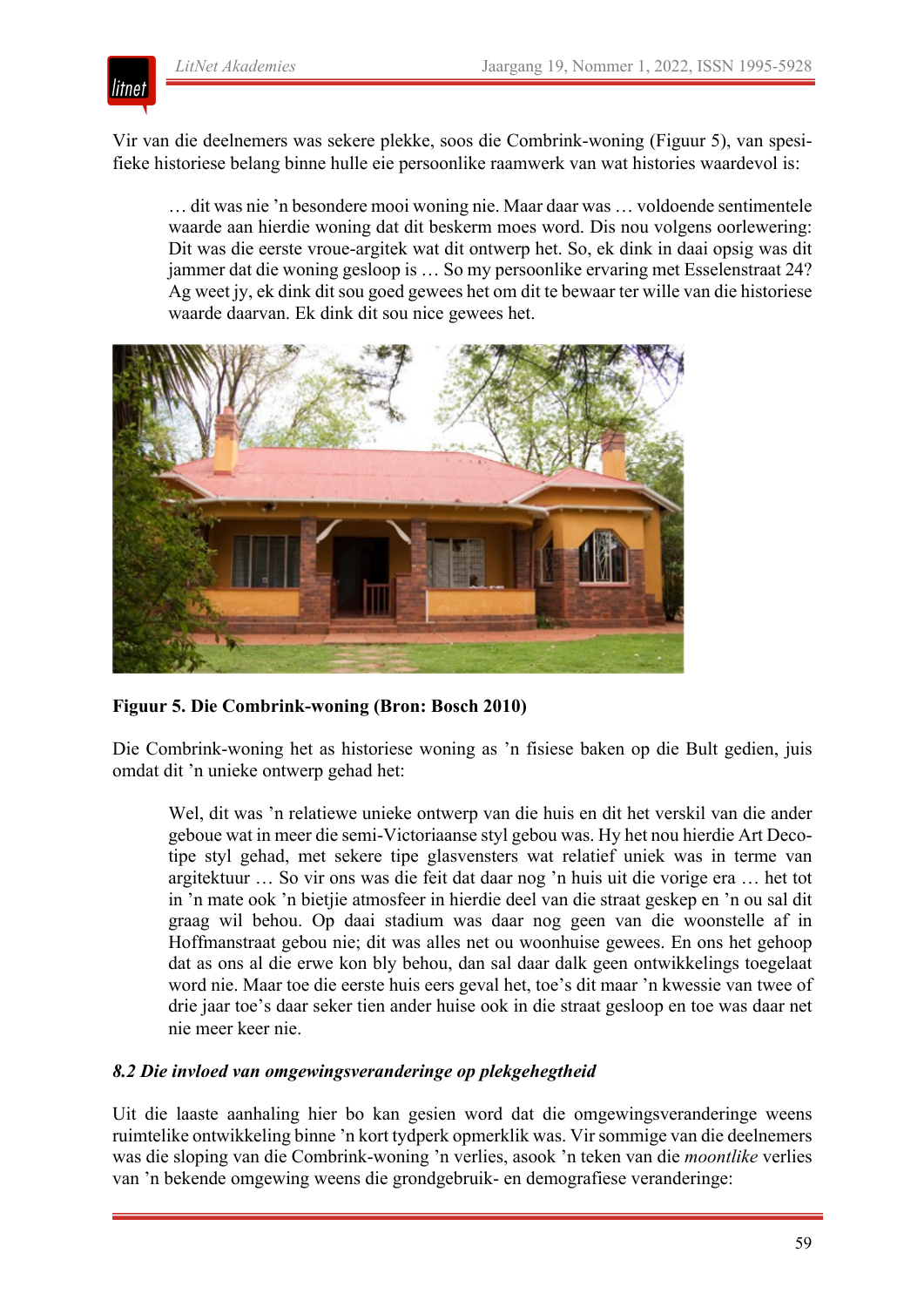Vir van die deelnemers was sekere plekke, soos die Combrink-woning (Figuur 5), van spesifieke historiese belang binne hulle eie persoonlike raamwerk van wat histories waardevol is:

> … dit was nie ’n besondere mooi woning nie. Maar daar was … voldoende sentimentele waarde aan hierdie woning dat dit beskerm moes word. Dis nou volgens oorlewering: Dit was die eerste vroue-argitek wat dit ontwerp het. So, ek dink in daai opsig was dit jammer dat die woning gesloop is … So my persoonlike ervaring met Esselenstraat 24? Ag weet jy, ek dink dit sou goed gewees het om dit te bewaar ter wille van die historiese waarde daarvan. Ek dink dit sou nice gewees het.

**Figuur 5. Die Combrink-woning (Bron: Bosch 2010)**

Die Combrink-woning het as historiese woning as ’n fisiese baken op die Bult gedien, juis omdat dit ’n unieke ontwerp gehad het:

> Wel, dit was ’n relatiewe unieke ontwerp van die huis en dit het verskil van die ander geboue wat in meer die semi-Victoriaanse styl gebou was. Hy het nou hierdie Art Deco-tipe styl gehad, met sekere tipe glasvensters wat relatief uniek was in terme van argitektuur … So vir ons was die feit dat daar nog ’n huis uit die vorige era … het tot in ’n mate ook ’n bietjie atmosfeer in hierdie deel van die straat geskep en ’n ou sal dit graag wil behou. Op daai stadium was daar nog geen van die woonstelle af in Hoffmanstraat gebou nie; dit was alles net ou woonhuise gewees. En ons het gehoop dat as ons al die erwe kon bly behou, dan sal daar dalk geen ontwikkelings toegelaat word nie. Maar toe die eerste huis eers geval het, toe’s dit maar ’n kwessie van twee of drie jaar toe’s daar seker tien ander huise ook in die straat gesloop en toe was daar net nie meer keer nie.

### *8.2 Die invloed van omgewingsveranderinge op plekgehegtheid*

Uit die laaste aanhaling hier bo kan gesien word dat die omgewingsveranderinge weens ruimtelike ontwikkeling binne ’n kort tydperk opmerklik was. Vir sommige van die deelnemers was die sloping van die Combrink-woning ’n verlies, asook ’n teken van die *moontlike* verlies van ’n bekende omgewing weens die grondgebruik- en demografiese veranderinge: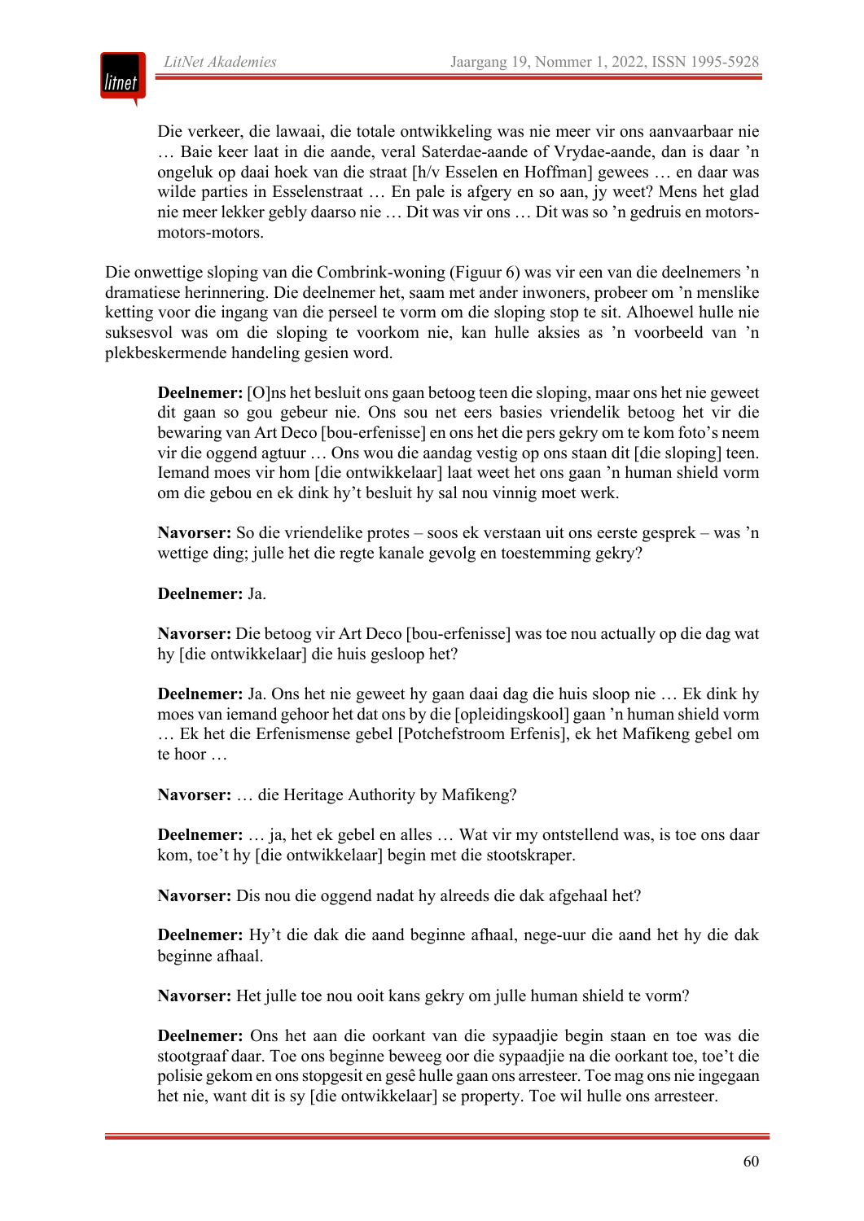> Die verkeer, die lawaai, die totale ontwikkeling was nie meer vir ons aanvaarbaar nie … Baie keer laat in die aande, veral Saterdae-aande of Vrydae-aande, dan is daar 'n ongeluk op daai hoek van die straat [h/v Esselen en Hoffman] gewees … en daar was wilde parties in Esselenstraat … En pale is afgery en so aan, jy weet? Mens het glad nie meer lekker gebly daarso nie … Dit was vir ons … Dit was so 'n gedruis en motors-motors-motors.

Die onwettige sloping van die Combrink-woning (Figuur 6) was vir een van die deelnemers 'n dramatiese herinnering. Die deelnemer het, saam met ander inwoners, probeer om 'n menslike ketting voor die ingang van die perseel te vorm om die sloping stop te sit. Alhoewel hulle nie suksesvol was om die sloping te voorkom nie, kan hulle aksies as 'n voorbeeld van 'n plekbeskermende handeling gesien word.

> **Deelnemer:** [O]ns het besluit ons gaan betoog teen die sloping, maar ons het nie geweet dit gaan so gou gebeur nie. Ons sou net eers basies vriendelik betoog het vir die bewaring van Art Deco [bou-erfenisse] en ons het die pers gekry om te kom foto's neem vir die oggend agtuur … Ons wou die aandag vestig op ons staan dit [die sloping] teen. Iemand moes vir hom [die ontwikkelaar] laat weet het ons gaan 'n human shield vorm om die gebou en ek dink hy't besluit hy sal nou vinnig moet werk.
>
> **Navorser:** So die vriendelike protes – soos ek verstaan uit ons eerste gesprek – was 'n wettige ding; julle het die regte kanale gevolg en toestemming gekry?
>
> **Deelnemer:** Ja.
>
> **Navorser:** Die betoog vir Art Deco [bou-erfenisse] was toe nou actually op die dag wat hy [die ontwikkelaar] die huis gesloop het?
>
> **Deelnemer:** Ja. Ons het nie geweet hy gaan daai dag die huis sloop nie … Ek dink hy moes van iemand gehoor het dat ons by die [opleidingskool] gaan 'n human shield vorm … Ek het die Erfenismense gebel [Potchefstroom Erfenis], ek het Mafikeng gebel om te hoor …
>
> **Navorser:** … die Heritage Authority by Mafikeng?
>
> **Deelnemer:** … ja, het ek gebel en alles … Wat vir my ontstellend was, is toe ons daar kom, toe't hy [die ontwikkelaar] begin met die stootskraper.
>
> **Navorser:** Dis nou die oggend nadat hy alreeds die dak afgehaal het?
>
> **Deelnemer:** Hy't die dak die aand beginne afhaal, nege-uur die aand het hy die dak beginne afhaal.
>
> **Navorser:** Het julle toe nou ooit kans gekry om julle human shield te vorm?
>
> **Deelnemer:** Ons het aan die oorkant van die sypaadjie begin staan en toe was die stootgraaf daar. Toe ons beginne beweeg oor die sypaadjie na die oorkant toe, toe't die polisie gekom en ons stopgesit en gesê hulle gaan ons arresteer. Toe mag ons nie ingegaan het nie, want dit is sy [die ontwikkelaar] se property. Toe wil hulle ons arresteer.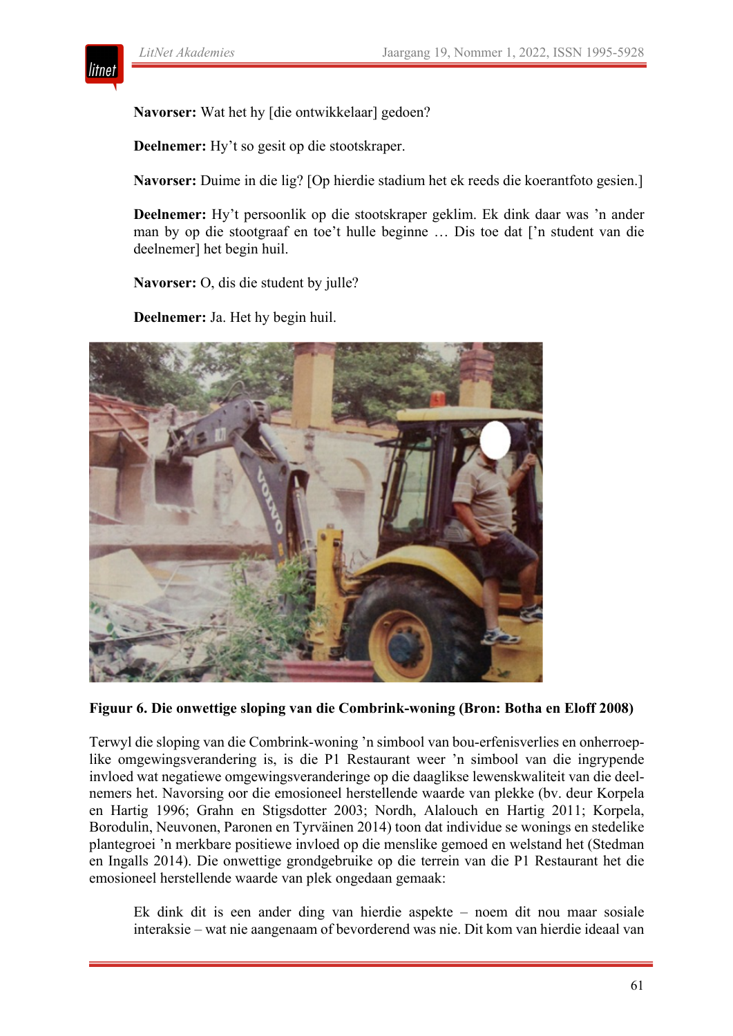**Navorser:** Wat het hy [die ontwikkelaar] gedoen?

**Deelnemer:** Hy't so gesit op die stootskraper.

**Navorser:** Duime in die lig? [Op hierdie stadium het ek reeds die koerantfoto gesien.]

**Deelnemer:** Hy't persoonlik op die stootskraper geklim. Ek dink daar was 'n ander man by op die stootgraaf en toe't hulle beginne … Dis toe dat ['n student van die deelnemer] het begin huil.

**Navorser:** O, dis die student by julle?

**Deelnemer:** Ja. Het hy begin huil.

**Figuur 6. Die onwettige sloping van die Combrink-woning (Bron: Botha en Eloff 2008)**

Terwyl die sloping van die Combrink-woning 'n simbool van bou-erfenisverlies en onherroeplike omgewingsverandering is, is die P1 Restaurant weer 'n simbool van die ingrypende invloed wat negatiewe omgewingsveranderinge op die daaglikse lewenskwaliteit van die deelnemers het. Navorsing oor die emosioneel herstellende waarde van plekke (bv. deur Korpela en Hartig 1996; Grahn en Stigsdotter 2003; Nordh, Alalouch en Hartig 2011; Korpela, Borodulin, Neuvonen, Paronen en Tyrväinen 2014) toon dat individue se wonings en stedelike plantegroei 'n merkbare positiewe invloed op die menslike gemoed en welstand het (Stedman en Ingalls 2014). Die onwettige grondgebruike op die terrein van die P1 Restaurant het die emosioneel herstellende waarde van plek ongedaan gemaak:

> Ek dink dit is een ander ding van hierdie aspekte – noem dit nou maar sosiale interaksie – wat nie aangenaam of bevorderend was nie. Dit kom van hierdie ideaal van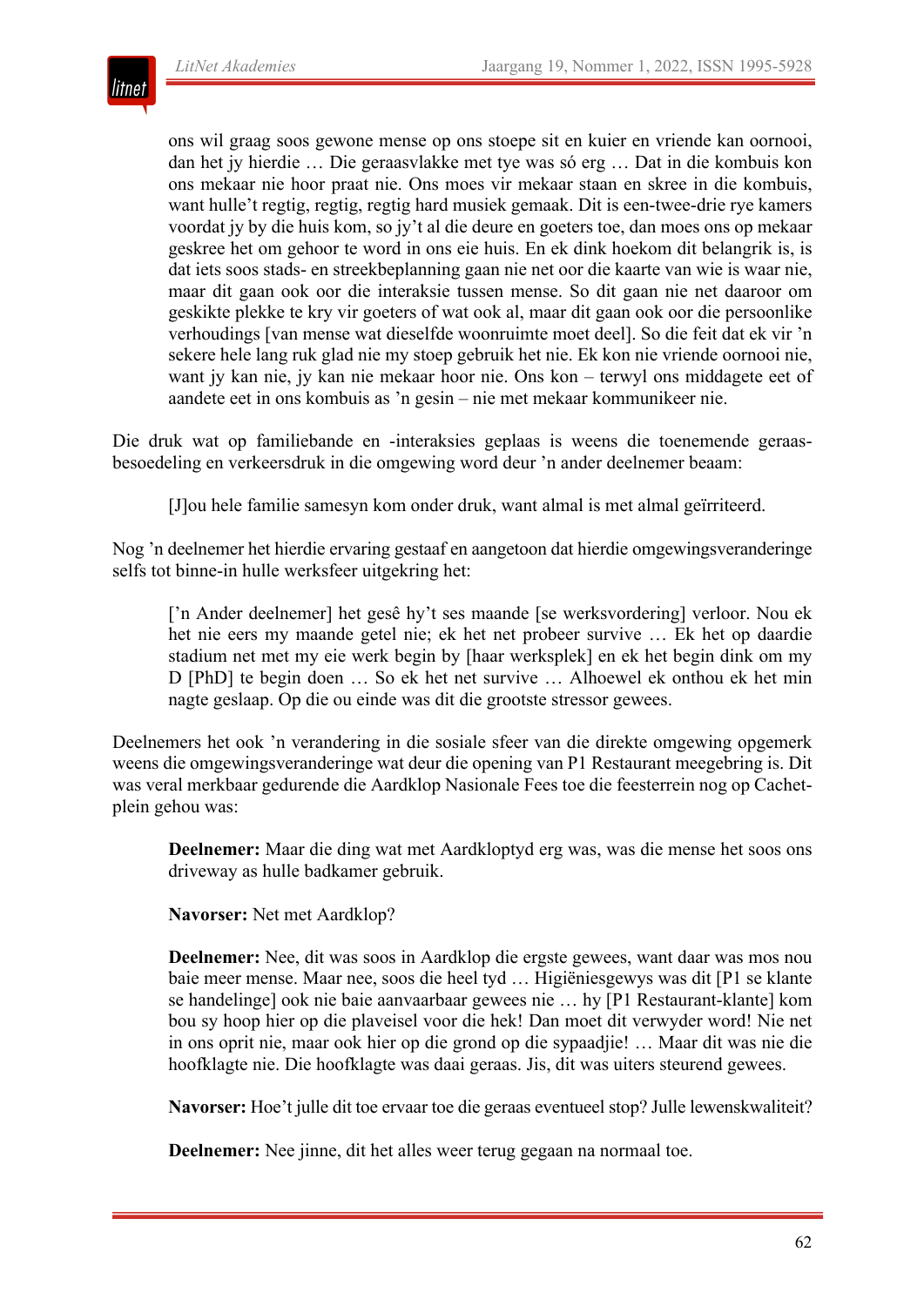> ons wil graag soos gewone mense op ons stoepe sit en kuier en vriende kan oornooi, dan het jy hierdie … Die geraasvlakke met tye was só erg … Dat in die kombuis kon ons mekaar nie hoor praat nie. Ons moes vir mekaar staan en skree in die kombuis, want hulle't regtig, regtig, regtig hard musiek gemaak. Dit is een-twee-drie rye kamers voordat jy by die huis kom, so jy't al die deure en goeters toe, dan moes ons op mekaar geskree het om gehoor te word in ons eie huis. En ek dink hoekom dit belangrik is, is dat iets soos stads- en streekbeplanning gaan nie net oor die kaarte van wie is waar nie, maar dit gaan ook oor die interaksie tussen mense. So dit gaan nie net daaroor om geskikte plekke te kry vir goeters of wat ook al, maar dit gaan ook oor die persoonlike verhoudings [van mense wat dieselfde woonruimte moet deel]. So die feit dat ek vir 'n sekere hele lang ruk glad nie my stoep gebruik het nie. Ek kon nie vriende oornooi nie, want jy kan nie, jy kan nie mekaar hoor nie. Ons kon – terwyl ons middagete eet of aandete eet in ons kombuis as 'n gesin – nie met mekaar kommunikeer nie.

Die druk wat op familiebande en -interaksies geplaas is weens die toenemende geraasbesoedeling en verkeersdruk in die omgewing word deur 'n ander deelnemer beaam:

> [J]ou hele familie samesyn kom onder druk, want almal is met almal geïrriteerd.

Nog 'n deelnemer het hierdie ervaring gestaaf en aangetoon dat hierdie omgewingsveranderinge selfs tot binne-in hulle werksfeer uitgekring het:

> ['n Ander deelnemer] het gesê hy't ses maande [se werksvordering] verloor. Nou ek het nie eers my maande getel nie; ek het net probeer survive … Ek het op daardie stadium net met my eie werk begin by [haar werksplek] en ek het begin dink om my D [PhD] te begin doen … So ek het net survive … Alhoewel ek onthou ek het min nagte geslaap. Op die ou einde was dit die grootste stressor gewees.

Deelnemers het ook 'n verandering in die sosiale sfeer van die direkte omgewing opgemerk weens die omgewingsveranderinge wat deur die opening van P1 Restaurant meegebring is. Dit was veral merkbaar gedurende die Aardklop Nasionale Fees toe die feesterrein nog op Cachet-plein gehou was:

> **Deelnemer:** Maar die ding wat met Aardkloptyd erg was, was die mense het soos ons driveway as hulle badkamer gebruik.
>
> **Navorser:** Net met Aardklop?
>
> **Deelnemer:** Nee, dit was soos in Aardklop die ergste gewees, want daar was mos nou baie meer mense. Maar nee, soos die heel tyd … Higiëniesgewys was dit [P1 se klante se handelinge] ook nie baie aanvaarbaar gewees nie … hy [P1 Restaurant-klante] kom bou sy hoop hier op die plaveisel voor die hek! Dan moet dit verwyder word! Nie net in ons oprit nie, maar ook hier op die grond op die sypaadjie! … Maar dit was nie die hoofklagte nie. Die hoofklagte was daai geraas. Jis, dit was uiters steurend gewees.
>
> **Navorser:** Hoe't julle dit toe ervaar toe die geraas eventueel stop? Julle lewenskwaliteit?
>
> **Deelnemer:** Nee jinne, dit het alles weer terug gegaan na normaal toe.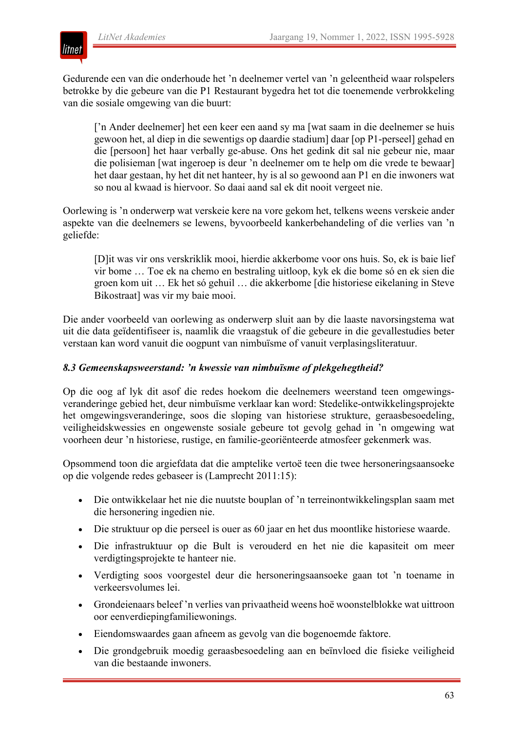Gedurende een van die onderhoude het ’n deelnemer vertel van ’n geleentheid waar rolspelers betrokke by die gebeure van die P1 Restaurant bygedra het tot die toenemende verbrokkeling van die sosiale omgewing van die buurt:

> [’n Ander deelnemer] het een keer een aand sy ma [wat saam in die deelnemer se huis gewoon het, al diep in die sewentigs op daardie stadium] daar [op P1-perseel] gehad en die [persoon] het haar verbally ge-abuse. Ons het gedink dit sal nie gebeur nie, maar die polisieman [wat ingeroep is deur ’n deelnemer om te help om die vrede te bewaar] het daar gestaan, hy het dit net hanteer, hy is al so gewoond aan P1 en die inwoners wat so nou al kwaad is hiervoor. So daai aand sal ek dit nooit vergeet nie.

Oorlewing is ’n onderwerp wat verskeie kere na vore gekom het, telkens weens verskeie ander aspekte van die deelnemers se lewens, byvoorbeeld kankerbehandeling of die verlies van ’n geliefde:

> [D]it was vir ons verskriklik mooi, hierdie akkerbome voor ons huis. So, ek is baie lief vir bome … Toe ek na chemo en bestraling uitloop, kyk ek die bome só en ek sien die groen kom uit … Ek het só gehuil … die akkerbome [die historiese eikelaning in Steve Bikostraat] was vir my baie mooi.

Die ander voorbeeld van oorlewing as onderwerp sluit aan by die laaste navorsingstema wat uit die data geïdentifiseer is, naamlik die vraagstuk of die gebeure in die gevallestudies beter verstaan kan word vanuit die oogpunt van nimbuïsme of vanuit verplasingsliteratuur.

### *8.3 Gemeenskapsweerstand: ’n kwessie van nimbuïsme of plekgehegtheid?*

Op die oog af lyk dit asof die redes hoekom die deelnemers weerstand teen omgewings-veranderinge gebied het, deur nimbuïsme verklaar kan word: Stedelike-ontwikkelingsprojekte het omgewingsveranderinge, soos die sloping van historiese strukture, geraasbesoedeling, veiligheidskwessies en ongewenste sosiale gebeure tot gevolg gehad in ’n omgewing wat voorheen deur ’n historiese, rustige, en familie-georiënteerde atmosfeer gekenmerk was.

Opsommend toon die argiefdata dat die amptelike vertoë teen die twee hersoneringsaansoeke op die volgende redes gebaseer is (Lamprecht 2011:15):

- Die ontwikkelaar het nie die nuutste bouplan of ’n terreinontwikkelingsplan saam met die hersonering ingedien nie.
- Die struktuur op die perseel is ouer as 60 jaar en het dus moontlike historiese waarde.
- Die infrastruktuur op die Bult is verouderd en het nie die kapasiteit om meer verdigtingsprojekte te hanteer nie.
- Verdigting soos voorgestel deur die hersoneringsaansoeke gaan tot ’n toename in verkeersvolumes lei.
- Grondeienaars beleef ’n verlies van privaatheid weens hoë woonstelblokke wat uittroon oor eenverdiepingfamiliewonings.
- Eiendomswaardes gaan afneem as gevolg van die bogenoemde faktore.
- Die grondgebruik moedig geraasbesoedeling aan en beïnvloed die fisieke veiligheid van die bestaande inwoners.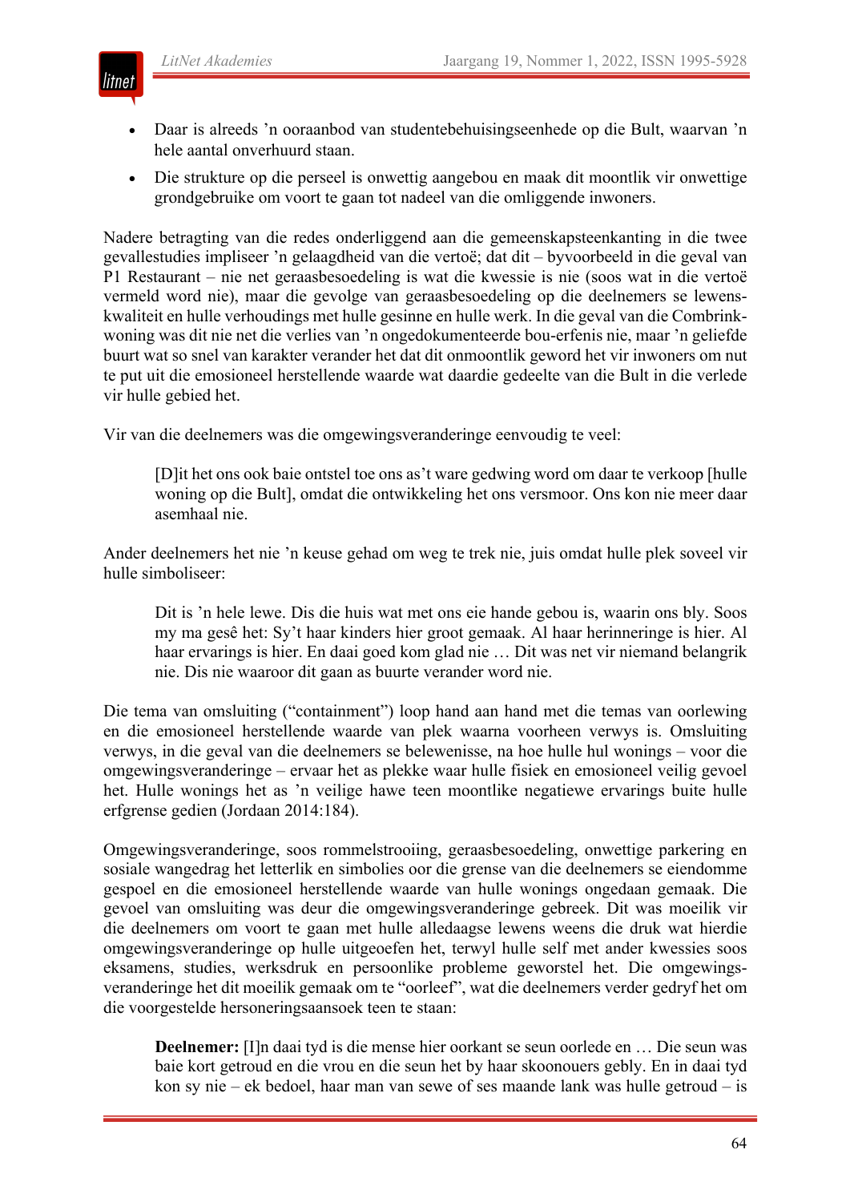- Daar is alreeds ’n ooraanbod van studentebehuisingseenhede op die Bult, waarvan ’n hele aantal onverhuurd staan.
- Die strukture op die perseel is onwettig aangebou en maak dit moontlik vir onwettige grondgebruike om voort te gaan tot nadeel van die omliggende inwoners.

Nadere betragting van die redes onderliggend aan die gemeenskapsteenkanting in die twee gevallestudies impliseer ’n gelaagdheid van die vertoë; dat dit – byvoorbeeld in die geval van P1 Restaurant – nie net geraasbesoedeling is wat die kwessie is nie (soos wat in die vertoë vermeld word nie), maar die gevolge van geraasbesoedeling op die deelnemers se lewenskwaliteit en hulle verhoudings met hulle gesinne en hulle werk. In die geval van die Combrinkwoning was dit nie net die verlies van ’n ongedokumenteerde bou-erfenis nie, maar ’n geliefde buurt wat so snel van karakter verander het dat dit onmoontlik geword het vir inwoners om nut te put uit die emosioneel herstellende waarde wat daardie gedeelte van die Bult in die verlede vir hulle gebied het.

Vir van die deelnemers was die omgewingsveranderinge eenvoudig te veel:

> [D]it het ons ook baie ontstel toe ons as’t ware gedwing word om daar te verkoop [hulle woning op die Bult], omdat die ontwikkeling het ons versmoor. Ons kon nie meer daar asemhaal nie.

Ander deelnemers het nie ’n keuse gehad om weg te trek nie, juis omdat hulle plek soveel vir hulle simboliseer:

> Dit is ’n hele lewe. Dis die huis wat met ons eie hande gebou is, waarin ons bly. Soos my ma gesê het: Sy’t haar kinders hier groot gemaak. Al haar herinneringe is hier. Al haar ervarings is hier. En daai goed kom glad nie … Dit was net vir niemand belangrik nie. Dis nie waaroor dit gaan as buurte verander word nie.

Die tema van omsluiting (“containment”) loop hand aan hand met die temas van oorlewing en die emosioneel herstellende waarde van plek waarna voorheen verwys is. Omsluiting verwys, in die geval van die deelnemers se belewenisse, na hoe hulle hul wonings – voor die omgewingsveranderinge – ervaar het as plekke waar hulle fisiek en emosioneel veilig gevoel het. Hulle wonings het as ’n veilige hawe teen moontlike negatiewe ervarings buite hulle erfgrense gedien (Jordaan 2014:184).

Omgewingsveranderinge, soos rommelstrooiing, geraasbesoedeling, onwettige parkering en sosiale wangedrag het letterlik en simbolies oor die grense van die deelnemers se eiendomme gespoel en die emosioneel herstellende waarde van hulle wonings ongedaan gemaak. Die gevoel van omsluiting was deur die omgewingsveranderinge gebreek. Dit was moeilik vir die deelnemers om voort te gaan met hulle alledaagse lewens weens die druk wat hierdie omgewingsveranderinge op hulle uitgeoefen het, terwyl hulle self met ander kwessies soos eksamens, studies, werksdruk en persoonlike probleme geworstel het. Die omgewingsveranderinge het dit moeilik gemaak om te “oorleef”, wat die deelnemers verder gedryf het om die voorgestelde hersoneringsaansoek teen te staan:

> **Deelnemer:** [I]n daai tyd is die mense hier oorkant se seun oorlede en … Die seun was baie kort getroud en die vrou en die seun het by haar skoonouers gebly. En in daai tyd kon sy nie – ek bedoel, haar man van sewe of ses maande lank was hulle getroud – is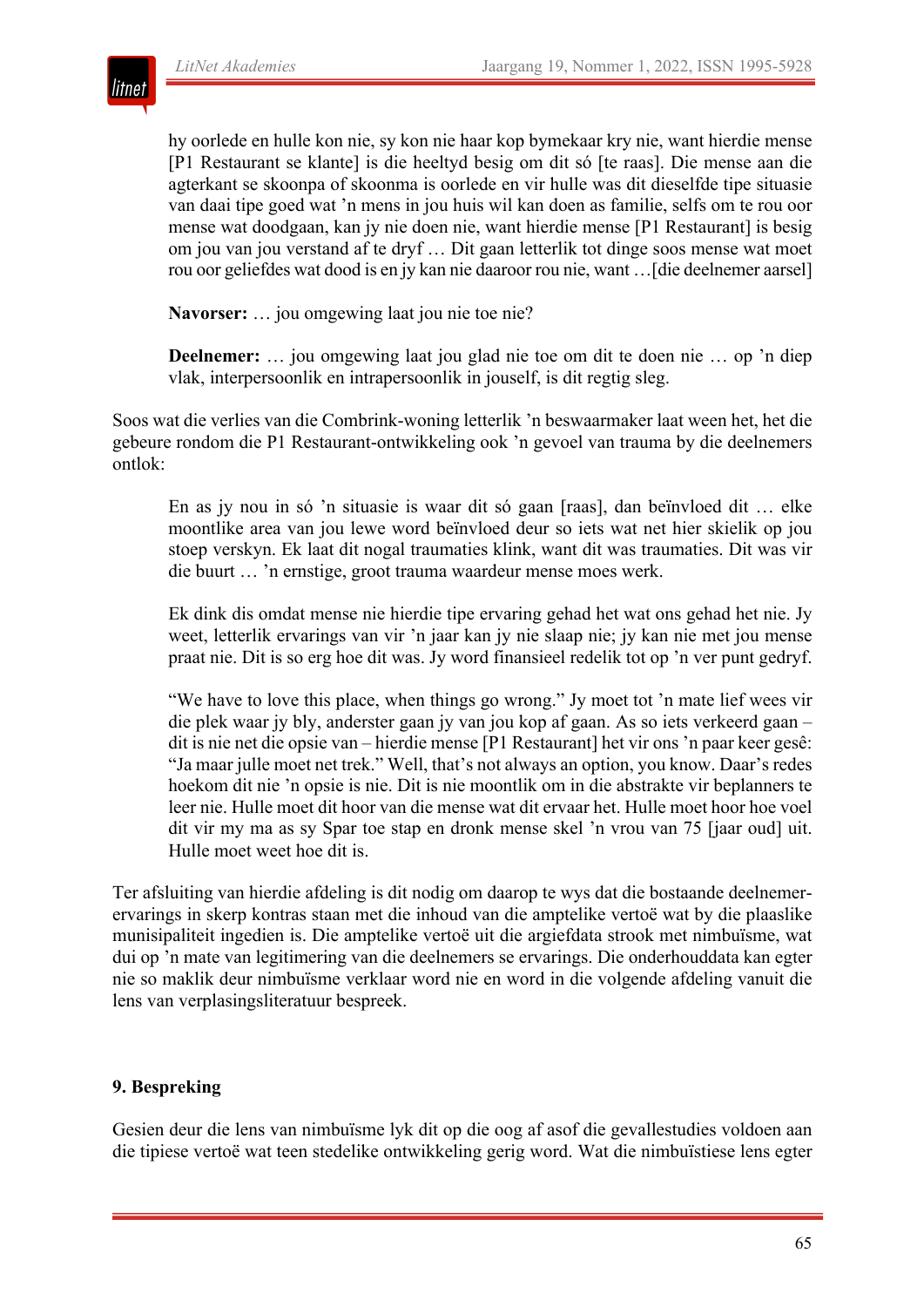> hy oorlede en hulle kon nie, sy kon nie haar kop bymekaar kry nie, want hierdie mense [P1 Restaurant se klante] is die heeltyd besig om dit só [te raas]. Die mense aan die agterkant se skoonpa of skoonma is oorlede en vir hulle was dit dieselfde tipe situasie van daai tipe goed wat 'n mens in jou huis wil kan doen as familie, selfs om te rou oor mense wat doodgaan, kan jy nie doen nie, want hierdie mense [P1 Restaurant] is besig om jou van jou verstand af te dryf … Dit gaan letterlik tot dinge soos mense wat moet rou oor geliefdes wat dood is en jy kan nie daaroor rou nie, want …[die deelnemer aarsel]
>
> **Navorser:** … jou omgewing laat jou nie toe nie?
>
> **Deelnemer:** … jou omgewing laat jou glad nie toe om dit te doen nie … op 'n diep vlak, interpersoonlik en intrapersoonlik in jouself, is dit regtig sleg.

Soos wat die verlies van die Combrink-woning letterlik 'n beswaarmaker laat ween het, het die gebeure rondom die P1 Restaurant-ontwikkeling ook 'n gevoel van trauma by die deelnemers ontlok:

> En as jy nou in só 'n situasie is waar dit só gaan [raas], dan beïnvloed dit … elke moontlike area van jou lewe word beïnvloed deur so iets wat net hier skielik op jou stoep verskyn. Ek laat dit nogal traumaties klink, want dit was traumaties. Dit was vir die buurt … 'n ernstige, groot trauma waardeur mense moes werk.
>
> Ek dink dis omdat mense nie hierdie tipe ervaring gehad het wat ons gehad het nie. Jy weet, letterlik ervarings van vir 'n jaar kan jy nie slaap nie; jy kan nie met jou mense praat nie. Dit is so erg hoe dit was. Jy word finansieel redelik tot op 'n ver punt gedryf.
>
> "We have to love this place, when things go wrong." Jy moet tot 'n mate lief wees vir die plek waar jy bly, anderster gaan jy van jou kop af gaan. As so iets verkeerd gaan – dit is nie net die opsie van – hierdie mense [P1 Restaurant] het vir ons 'n paar keer gesê: "Ja maar julle moet net trek." Well, that's not always an option, you know. Daar's redes hoekom dit nie 'n opsie is nie. Dit is nie moontlik om in die abstrakte vir beplanners te leer nie. Hulle moet dit hoor van die mense wat dit ervaar het. Hulle moet hoor hoe voel dit vir my ma as sy Spar toe stap en dronk mense skel 'n vrou van 75 [jaar oud] uit. Hulle moet weet hoe dit is.

Ter afsluiting van hierdie afdeling is dit nodig om daarop te wys dat die bostaande deelnemer-ervarings in skerp kontras staan met die inhoud van die amptelike vertoë wat by die plaaslike munisipaliteit ingedien is. Die amptelike vertoë uit die argiefdata strook met nimbuïsme, wat dui op 'n mate van legitimering van die deelnemers se ervarings. Die onderhouddata kan egter nie so maklik deur nimbuïsme verklaar word nie en word in die volgende afdeling vanuit die lens van verplasingsliteratuur bespreek.

## 9. Bespreking

Gesien deur die lens van nimbuïsme lyk dit op die oog af asof die gevallestudies voldoen aan die tipiese vertoë wat teen stedelike ontwikkeling gerig word. Wat die nimbuïstiese lens egter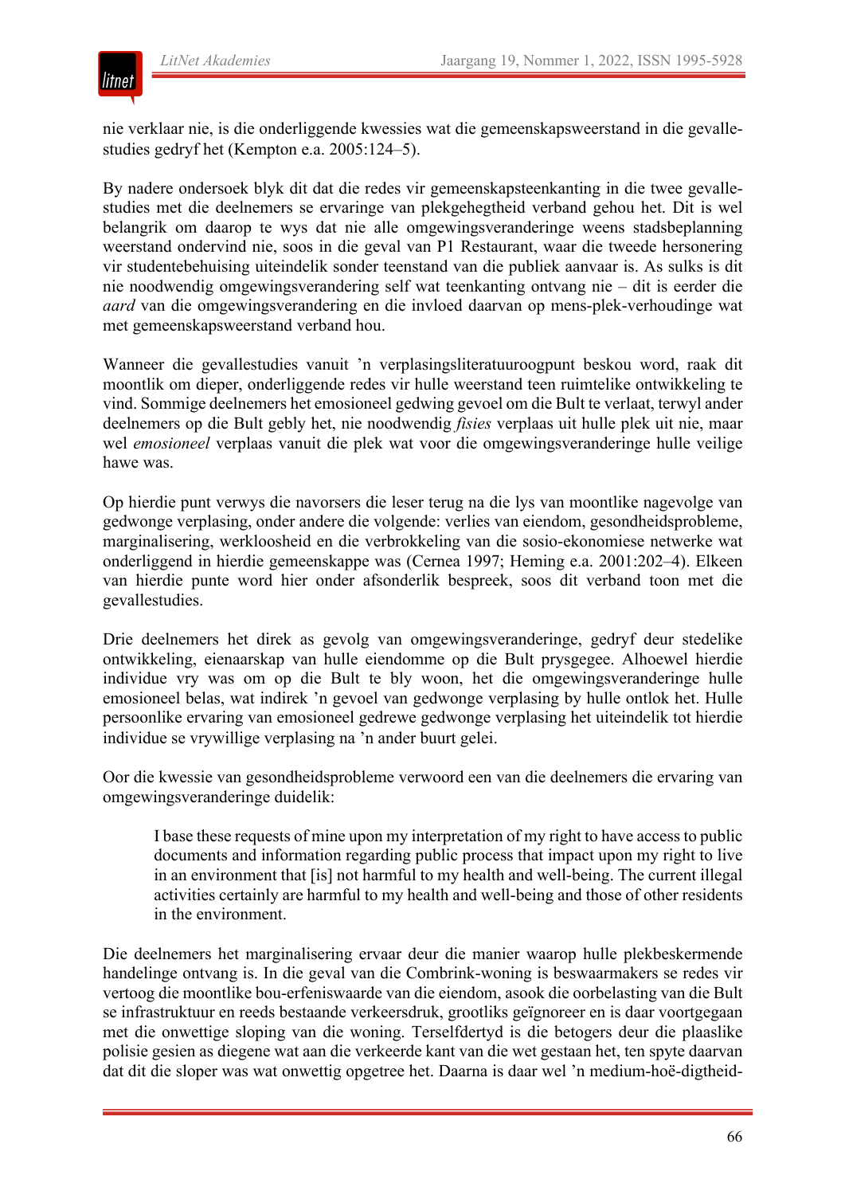nie verklaar nie, is die onderliggende kwessies wat die gemeenskapsweerstand in die gevallestudies gedryf het (Kempton e.a. 2005:124–5).

By nadere ondersoek blyk dit dat die redes vir gemeenskapsteenkanting in die twee gevallestudies met die deelnemers se ervaringe van plekgehegtheid verband gehou het. Dit is wel belangrik om daarop te wys dat nie alle omgewingsveranderinge weens stadsbeplanning weerstand ondervind nie, soos in die geval van P1 Restaurant, waar die tweede hersonering vir studentebehuising uiteindelik sonder teenstand van die publiek aanvaar is. As sulks is dit nie noodwendig omgewingsverandering self wat teenkanting ontvang nie – dit is eerder die *aard* van die omgewingsverandering en die invloed daarvan op mens-plek-verhoudinge wat met gemeenskapsweerstand verband hou.

Wanneer die gevallestudies vanuit 'n verplasingsliteratuuroogpunt beskou word, raak dit moontlik om dieper, onderliggende redes vir hulle weerstand teen ruimtelike ontwikkeling te vind. Sommige deelnemers het emosioneel gedwing gevoel om die Bult te verlaat, terwyl ander deelnemers op die Bult gebly het, nie noodwendig *fisies* verplaas uit hulle plek uit nie, maar wel *emosioneel* verplaas vanuit die plek wat voor die omgewingsveranderinge hulle veilige hawe was.

Op hierdie punt verwys die navorsers die leser terug na die lys van moontlike nagevolge van gedwonge verplasing, onder andere die volgende: verlies van eiendom, gesondheidsprobleme, marginalisering, werkloosheid en die verbrokkeling van die sosio-ekonomiese netwerke wat onderliggend in hierdie gemeenskappe was (Cernea 1997; Heming e.a. 2001:202–4). Elkeen van hierdie punte word hier onder afsonderlik bespreek, soos dit verband toon met die gevallestudies.

Drie deelnemers het direk as gevolg van omgewingsveranderinge, gedryf deur stedelike ontwikkeling, eienaarskap van hulle eiendomme op die Bult prysgegee. Alhoewel hierdie individue vry was om op die Bult te bly woon, het die omgewingsveranderinge hulle emosioneel belas, wat indirek 'n gevoel van gedwonge verplasing by hulle ontlok het. Hulle persoonlike ervaring van emosioneel gedrewe gedwonge verplasing het uiteindelik tot hierdie individue se vrywillige verplasing na 'n ander buurt gelei.

Oor die kwessie van gesondheidsprobleme verwoord een van die deelnemers die ervaring van omgewingsveranderinge duidelik:

> I base these requests of mine upon my interpretation of my right to have access to public documents and information regarding public process that impact upon my right to live in an environment that [is] not harmful to my health and well-being. The current illegal activities certainly are harmful to my health and well-being and those of other residents in the environment.

Die deelnemers het marginalisering ervaar deur die manier waarop hulle plekbeskermende handelinge ontvang is. In die geval van die Combrink-woning is beswaarmakers se redes vir vertoog die moontlike bou-erfeniswaarde van die eiendom, asook die oorbelasting van die Bult se infrastruktuur en reeds bestaande verkeersdruk, grootliks geïgnoreer en is daar voortgegaan met die onwettige sloping van die woning. Terselfdertyd is die betogers deur die plaaslike polisie gesien as diegene wat aan die verkeerde kant van die wet gestaan het, ten spyte daarvan dat dit die sloper was wat onwettig opgetree het. Daarna is daar wel 'n medium-hoë-digtheid-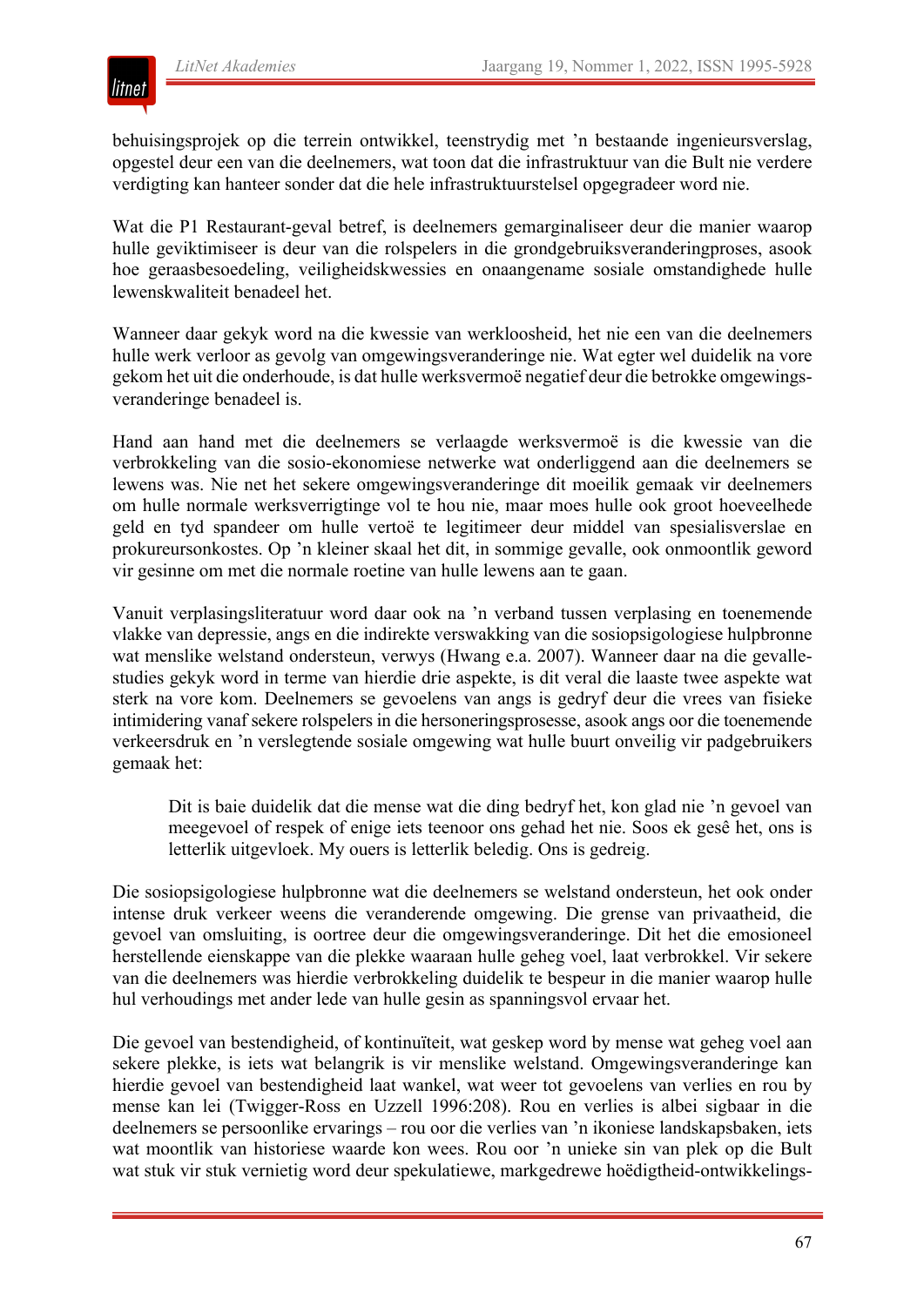behuisingsprojek op die terrein ontwikkel, teenstrydig met ’n bestaande ingenieursverslag, opgestel deur een van die deelnemers, wat toon dat die infrastruktuur van die Bult nie verdere verdigting kan hanteer sonder dat die hele infrastruktuurstelsel opgegradeer word nie.

Wat die P1 Restaurant-geval betref, is deelnemers gemarginaliseer deur die manier waarop hulle geviktimiseer is deur van die rolspelers in die grondgebruiksveranderingproses, asook hoe geraasbesoedeling, veiligheidskwessies en onaangename sosiale omstandighede hulle lewenskwaliteit benadeel het.

Wanneer daar gekyk word na die kwessie van werkloosheid, het nie een van die deelnemers hulle werk verloor as gevolg van omgewingsveranderinge nie. Wat egter wel duidelik na vore gekom het uit die onderhoude, is dat hulle werksvermoë negatief deur die betrokke omgewingsveranderinge benadeel is.

Hand aan hand met die deelnemers se verlaagde werksvermoë is die kwessie van die verbrokkeling van die sosio-ekonomiese netwerke wat onderliggend aan die deelnemers se lewens was. Nie net het sekere omgewingsveranderinge dit moeilik gemaak vir deelnemers om hulle normale werksverrigtinge vol te hou nie, maar moes hulle ook groot hoeveelhede geld en tyd spandeer om hulle vertoë te legitimeer deur middel van spesialisverslae en prokureursonkostes. Op ’n kleiner skaal het dit, in sommige gevalle, ook onmoontlik geword vir gesinne om met die normale roetine van hulle lewens aan te gaan.

Vanuit verplasingsliteratuur word daar ook na ’n verband tussen verplasing en toenemende vlakke van depressie, angs en die indirekte verswakking van die sosiopsigologiese hulpbronne wat menslike welstand ondersteun, verwys (Hwang e.a. 2007). Wanneer daar na die gevallestudies gekyk word in terme van hierdie drie aspekte, is dit veral die laaste twee aspekte wat sterk na vore kom. Deelnemers se gevoelens van angs is gedryf deur die vrees van fisieke intimidering vanaf sekere rolspelers in die hersoneringsprosesse, asook angs oor die toenemende verkeersdruk en ’n verslegtende sosiale omgewing wat hulle buurt onveilig vir padgebruikers gemaak het:

> Dit is baie duidelik dat die mense wat die ding bedryf het, kon glad nie ’n gevoel van meegevoel of respek of enige iets teenoor ons gehad het nie. Soos ek gesê het, ons is letterlik uitgevloek. My ouers is letterlik beledig. Ons is gedreig.

Die sosiopsigologiese hulpbronne wat die deelnemers se welstand ondersteun, het ook onder intense druk verkeer weens die veranderende omgewing. Die grense van privaatheid, die gevoel van omsluiting, is oortree deur die omgewingsveranderinge. Dit het die emosioneel herstellende eienskappe van die plekke waaraan hulle geheg voel, laat verbrokkel. Vir sekere van die deelnemers was hierdie verbrokkeling duidelik te bespeur in die manier waarop hulle hul verhoudings met ander lede van hulle gesin as spanningsvol ervaar het.

Die gevoel van bestendigheid, of kontinuïteit, wat geskep word by mense wat geheg voel aan sekere plekke, is iets wat belangrik is vir menslike welstand. Omgewingsveranderinge kan hierdie gevoel van bestendigheid laat wankel, wat weer tot gevoelens van verlies en rou by mense kan lei (Twigger-Ross en Uzzell 1996:208). Rou en verlies is albei sigbaar in die deelnemers se persoonlike ervarings – rou oor die verlies van ’n ikoniese landskapsbaken, iets wat moontlik van historiese waarde kon wees. Rou oor ’n unieke sin van plek op die Bult wat stuk vir stuk vernietig word deur spekulatiewe, markgedrewe hoëdigtheid-ontwikkelings-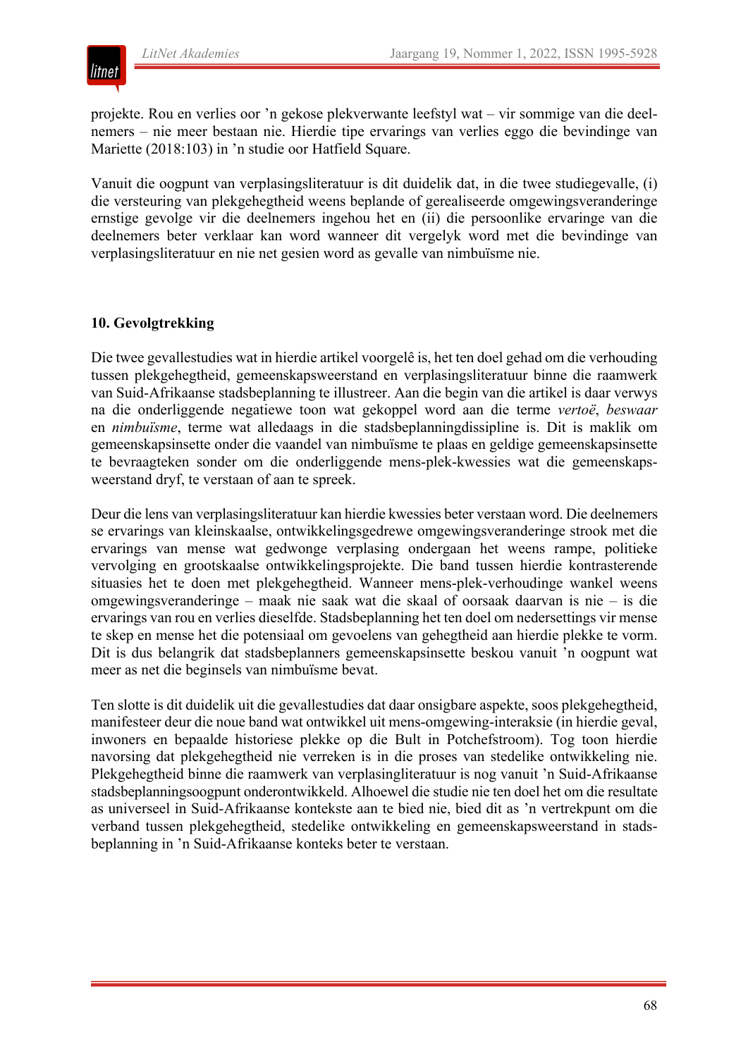projekte. Rou en verlies oor 'n gekose plekverwante leefstyl wat – vir sommige van die deelnemers – nie meer bestaan nie. Hierdie tipe ervarings van verlies eggo die bevindinge van Mariette (2018:103) in 'n studie oor Hatfield Square.

Vanuit die oogpunt van verplasingsliteratuur is dit duidelik dat, in die twee studiegevalle, (i) die versteuring van plekgehegtheid weens beplande of gerealiseerde omgewingsveranderinge ernstige gevolge vir die deelnemers ingehou het en (ii) die persoonlike ervaringe van die deelnemers beter verklaar kan word wanneer dit vergelyk word met die bevindinge van verplasingsliteratuur en nie net gesien word as gevalle van nimbuïsme nie.

## 10. Gevolgtrekking

Die twee gevallestudies wat in hierdie artikel voorgelê is, het ten doel gehad om die verhouding tussen plekgehegtheid, gemeenskapsweerstand en verplasingsliteratuur binne die raamwerk van Suid-Afrikaanse stadsbeplanning te illustreer. Aan die begin van die artikel is daar verwys na die onderliggende negatiewe toon wat gekoppel word aan die terme *vertoë*, *beswaar* en *nimbuïsme*, terme wat alledaags in die stadsbeplanningdissipline is. Dit is maklik om gemeenskapsinsette onder die vaandel van nimbuïsme te plaas en geldige gemeenskapsinsette te bevraagteken sonder om die onderliggende mens-plek-kwessies wat die gemeenskapsweerstand dryf, te verstaan of aan te spreek.

Deur die lens van verplasingsliteratuur kan hierdie kwessies beter verstaan word. Die deelnemers se ervarings van kleinskaalse, ontwikkelingsgedrewe omgewingsveranderinge strook met die ervarings van mense wat gedwonge verplasing ondergaan het weens rampe, politieke vervolging en grootskaalse ontwikkelingsprojekte. Die band tussen hierdie kontrasterende situasies het te doen met plekgehegtheid. Wanneer mens-plek-verhoudinge wankel weens omgewingsveranderinge – maak nie saak wat die skaal of oorsaak daarvan is nie – is die ervarings van rou en verlies dieselfde. Stadsbeplanning het ten doel om nedersettings vir mense te skep en mense het die potensiaal om gevoelens van gehegtheid aan hierdie plekke te vorm. Dit is dus belangrik dat stadsbeplanners gemeenskapsinsette beskou vanuit 'n oogpunt wat meer as net die beginsels van nimbuïsme bevat.

Ten slotte is dit duidelik uit die gevallestudies dat daar onsigbare aspekte, soos plekgehegtheid, manifesteer deur die noue band wat ontwikkel uit mens-omgewing-interaksie (in hierdie geval, inwoners en bepaalde historiese plekke op die Bult in Potchefstroom). Tog toon hierdie navorsing dat plekgehegtheid nie verreken is in die proses van stedelike ontwikkeling nie. Plekgehegtheid binne die raamwerk van verplasingliteratuur is nog vanuit 'n Suid-Afrikaanse stadsbeplanningsoogpunt onderontwikkeld. Alhoewel die studie nie ten doel het om die resultate as universeel in Suid-Afrikaanse kontekste aan te bied nie, bied dit as 'n vertrekpunt om die verband tussen plekgehegtheid, stedelike ontwikkeling en gemeenskapsweerstand in stadsbeplanning in 'n Suid-Afrikaanse konteks beter te verstaan.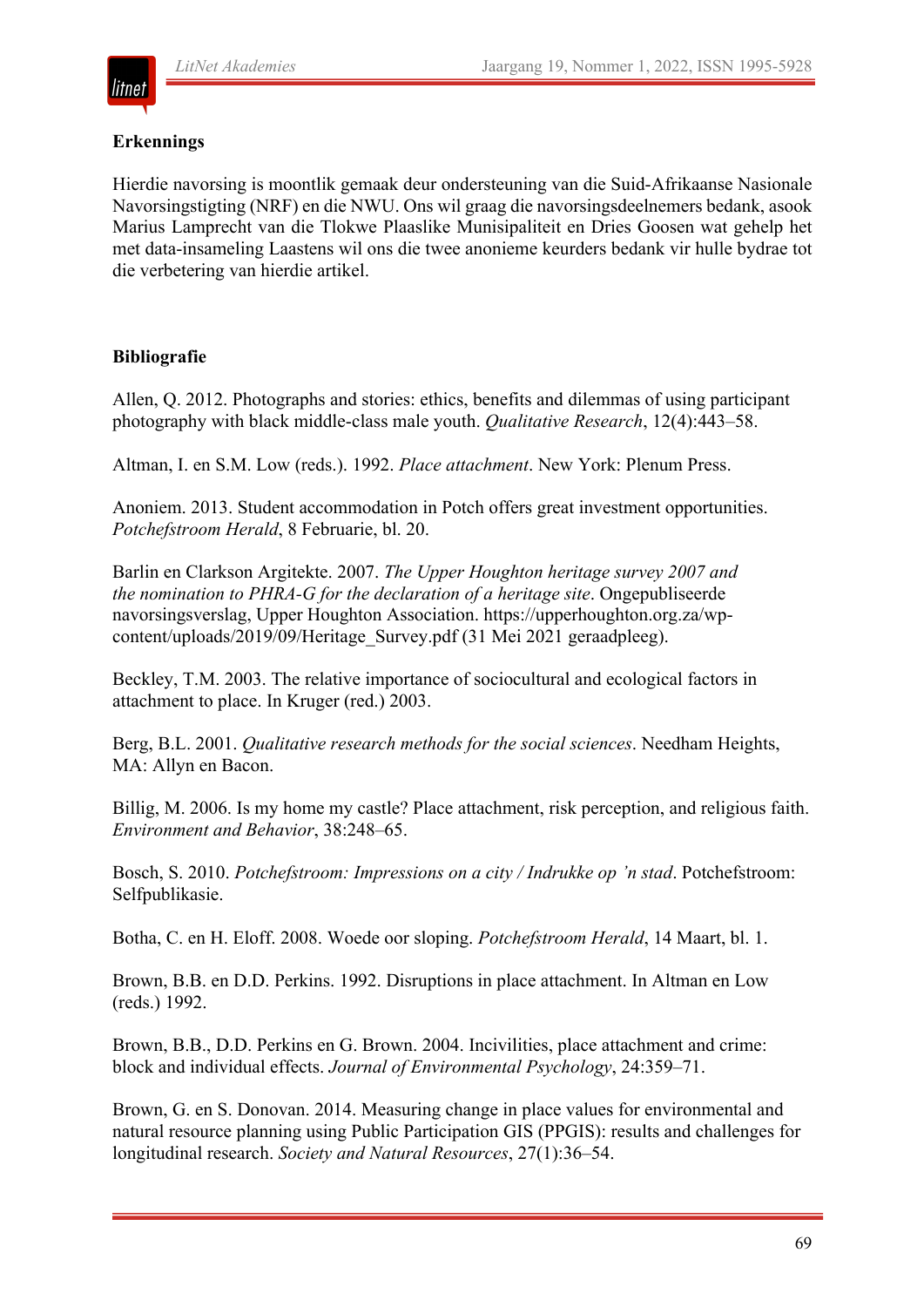## Erkennings

Hierdie navorsing is moontlik gemaak deur ondersteuning van die Suid-Afrikaanse Nasionale Navorsingstigting (NRF) en die NWU. Ons wil graag die navorsingsdeelnemers bedank, asook Marius Lamprecht van die Tlokwe Plaaslike Munisipaliteit en Dries Goosen wat gehelp het met data-insameling Laastens wil ons die twee anonieme keurders bedank vir hulle bydrae tot die verbetering van hierdie artikel.

## Bibliografie

Allen, Q. 2012. Photographs and stories: ethics, benefits and dilemmas of using participant photography with black middle-class male youth. *Qualitative Research*, 12(4):443–58.

Altman, I. en S.M. Low (reds.). 1992. *Place attachment*. New York: Plenum Press.

Anoniem. 2013. Student accommodation in Potch offers great investment opportunities. *Potchefstroom Herald*, 8 Februarie, bl. 20.

Barlin en Clarkson Argitekte. 2007. *The Upper Houghton heritage survey 2007 and the nomination to PHRA-G for the declaration of a heritage site*. Ongepubliseerde navorsingsverslag, Upper Houghton Association. https://upperhoughton.org.za/wp-content/uploads/2019/09/Heritage_Survey.pdf (31 Mei 2021 geraadpleeg).

Beckley, T.M. 2003. The relative importance of sociocultural and ecological factors in attachment to place. In Kruger (red.) 2003.

Berg, B.L. 2001. *Qualitative research methods for the social sciences*. Needham Heights, MA: Allyn en Bacon.

Billig, M. 2006. Is my home my castle? Place attachment, risk perception, and religious faith. *Environment and Behavior*, 38:248–65.

Bosch, S. 2010. *Potchefstroom: Impressions on a city / Indrukke op 'n stad*. Potchefstroom: Selfpublikasie.

Botha, C. en H. Eloff. 2008. Woede oor sloping. *Potchefstroom Herald*, 14 Maart, bl. 1.

Brown, B.B. en D.D. Perkins. 1992. Disruptions in place attachment. In Altman en Low (reds.) 1992.

Brown, B.B., D.D. Perkins en G. Brown. 2004. Incivilities, place attachment and crime: block and individual effects. *Journal of Environmental Psychology*, 24:359–71.

Brown, G. en S. Donovan. 2014. Measuring change in place values for environmental and natural resource planning using Public Participation GIS (PPGIS): results and challenges for longitudinal research. *Society and Natural Resources*, 27(1):36–54.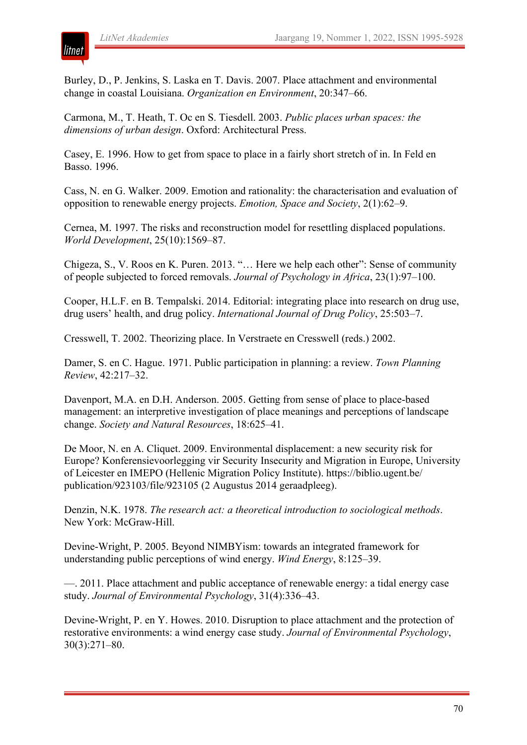Burley, D., P. Jenkins, S. Laska en T. Davis. 2007. Place attachment and environmental change in coastal Louisiana. *Organization en Environment*, 20:347–66.

Carmona, M., T. Heath, T. Oc en S. Tiesdell. 2003. *Public places urban spaces: the dimensions of urban design*. Oxford: Architectural Press.

Casey, E. 1996. How to get from space to place in a fairly short stretch of in. In Feld en Basso. 1996.

Cass, N. en G. Walker. 2009. Emotion and rationality: the characterisation and evaluation of opposition to renewable energy projects. *Emotion, Space and Society*, 2(1):62–9.

Cernea, M. 1997. The risks and reconstruction model for resettling displaced populations. *World Development*, 25(10):1569–87.

Chigeza, S., V. Roos en K. Puren. 2013. "… Here we help each other": Sense of community of people subjected to forced removals. *Journal of Psychology in Africa*, 23(1):97–100.

Cooper, H.L.F. en B. Tempalski. 2014. Editorial: integrating place into research on drug use, drug users' health, and drug policy. *International Journal of Drug Policy*, 25:503–7.

Cresswell, T. 2002. Theorizing place. In Verstraete en Cresswell (reds.) 2002.

Damer, S. en C. Hague. 1971. Public participation in planning: a review. *Town Planning Review*, 42:217–32.

Davenport, M.A. en D.H. Anderson. 2005. Getting from sense of place to place-based management: an interpretive investigation of place meanings and perceptions of landscape change. *Society and Natural Resources*, 18:625–41.

De Moor, N. en A. Cliquet. 2009. Environmental displacement: a new security risk for Europe? Konferensievoorlegging vir Security Insecurity and Migration in Europe, University of Leicester en IMEPO (Hellenic Migration Policy Institute). https://biblio.ugent.be/publication/923103/file/923105 (2 Augustus 2014 geraadpleeg).

Denzin, N.K. 1978. *The research act: a theoretical introduction to sociological methods*. New York: McGraw-Hill.

Devine-Wright, P. 2005. Beyond NIMBYism: towards an integrated framework for understanding public perceptions of wind energy. *Wind Energy*, 8:125–39.

—. 2011. Place attachment and public acceptance of renewable energy: a tidal energy case study. *Journal of Environmental Psychology*, 31(4):336–43.

Devine-Wright, P. en Y. Howes. 2010. Disruption to place attachment and the protection of restorative environments: a wind energy case study. *Journal of Environmental Psychology*, 30(3):271–80.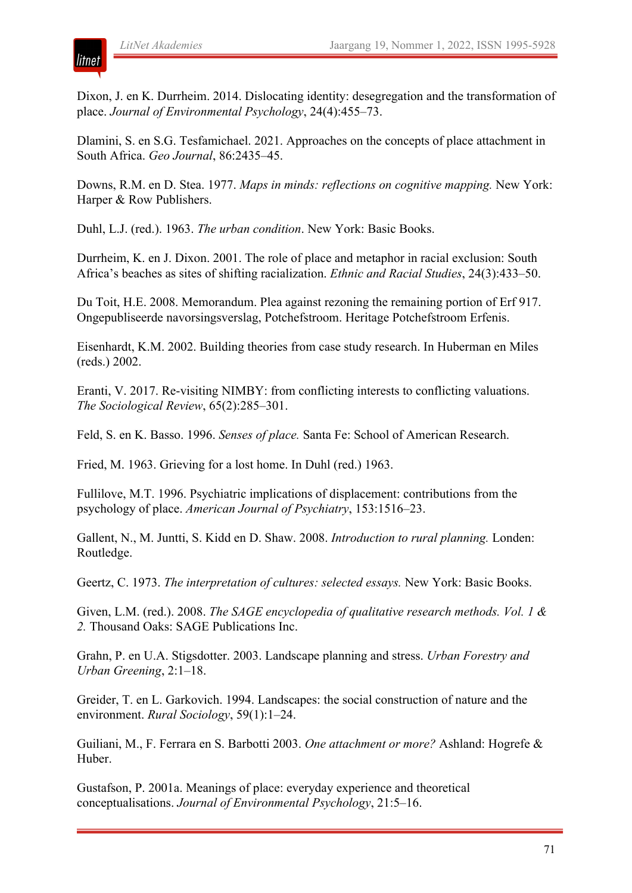Dixon, J. en K. Durrheim. 2014. Dislocating identity: desegregation and the transformation of place. *Journal of Environmental Psychology*, 24(4):455–73.

Dlamini, S. en S.G. Tesfamichael. 2021. Approaches on the concepts of place attachment in South Africa. *Geo Journal*, 86:2435–45.

Downs, R.M. en D. Stea. 1977. *Maps in minds: reflections on cognitive mapping.* New York: Harper & Row Publishers.

Duhl, L.J. (red.). 1963. *The urban condition*. New York: Basic Books.

Durrheim, K. en J. Dixon. 2001. The role of place and metaphor in racial exclusion: South Africa's beaches as sites of shifting racialization. *Ethnic and Racial Studies*, 24(3):433–50.

Du Toit, H.E. 2008. Memorandum. Plea against rezoning the remaining portion of Erf 917. Ongepubliseerde navorsingsverslag, Potchefstroom. Heritage Potchefstroom Erfenis.

Eisenhardt, K.M. 2002. Building theories from case study research. In Huberman en Miles (reds.) 2002.

Eranti, V. 2017. Re-visiting NIMBY: from conflicting interests to conflicting valuations. *The Sociological Review*, 65(2):285–301.

Feld, S. en K. Basso. 1996. *Senses of place.* Santa Fe: School of American Research.

Fried, M. 1963. Grieving for a lost home. In Duhl (red.) 1963.

Fullilove, M.T. 1996. Psychiatric implications of displacement: contributions from the psychology of place. *American Journal of Psychiatry*, 153:1516–23.

Gallent, N., M. Juntti, S. Kidd en D. Shaw. 2008. *Introduction to rural planning.* Londen: Routledge.

Geertz, C. 1973. *The interpretation of cultures: selected essays.* New York: Basic Books.

Given, L.M. (red.). 2008. *The SAGE encyclopedia of qualitative research methods. Vol. 1 & 2.* Thousand Oaks: SAGE Publications Inc.

Grahn, P. en U.A. Stigsdotter. 2003. Landscape planning and stress. *Urban Forestry and Urban Greening*, 2:1–18.

Greider, T. en L. Garkovich. 1994. Landscapes: the social construction of nature and the environment. *Rural Sociology*, 59(1):1–24.

Guiliani, M., F. Ferrara en S. Barbotti 2003. *One attachment or more?* Ashland: Hogrefe & Huber.

Gustafson, P. 2001a. Meanings of place: everyday experience and theoretical conceptualisations. *Journal of Environmental Psychology*, 21:5–16.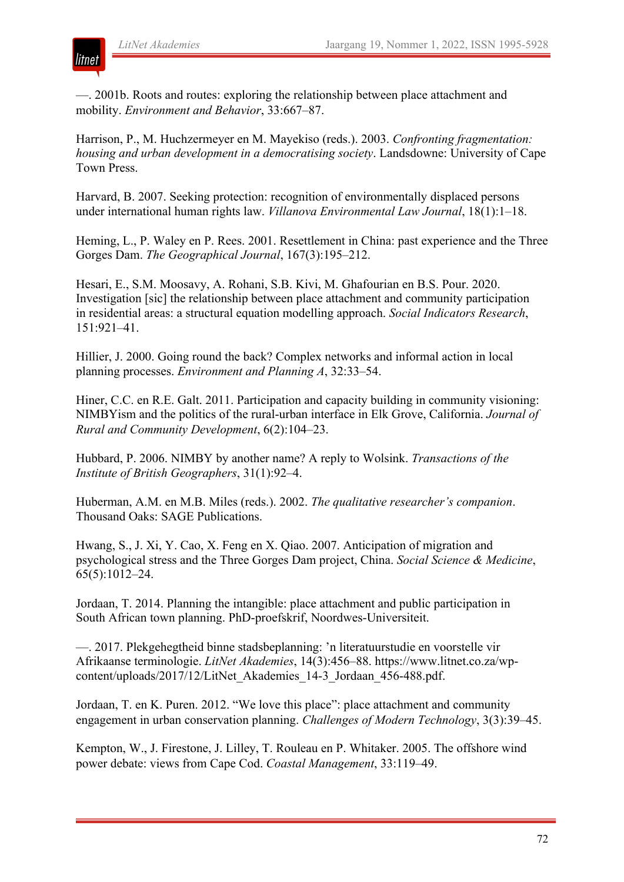—. 2001b. Roots and routes: exploring the relationship between place attachment and mobility. *Environment and Behavior*, 33:667–87.

Harrison, P., M. Huchzermeyer en M. Mayekiso (reds.). 2003. *Confronting fragmentation: housing and urban development in a democratising society*. Landsdowne: University of Cape Town Press.

Harvard, B. 2007. Seeking protection: recognition of environmentally displaced persons under international human rights law. *Villanova Environmental Law Journal*, 18(1):1–18.

Heming, L., P. Waley en P. Rees. 2001. Resettlement in China: past experience and the Three Gorges Dam. *The Geographical Journal*, 167(3):195–212.

Hesari, E., S.M. Moosavy, A. Rohani, S.B. Kivi, M. Ghafourian en B.S. Pour. 2020. Investigation [sic] the relationship between place attachment and community participation in residential areas: a structural equation modelling approach. *Social Indicators Research*, 151:921–41.

Hillier, J. 2000. Going round the back? Complex networks and informal action in local planning processes. *Environment and Planning A*, 32:33–54.

Hiner, C.C. en R.E. Galt. 2011. Participation and capacity building in community visioning: NIMBYism and the politics of the rural-urban interface in Elk Grove, California. *Journal of Rural and Community Development*, 6(2):104–23.

Hubbard, P. 2006. NIMBY by another name? A reply to Wolsink. *Transactions of the Institute of British Geographers*, 31(1):92–4.

Huberman, A.M. en M.B. Miles (reds.). 2002. *The qualitative researcher's companion*. Thousand Oaks: SAGE Publications.

Hwang, S., J. Xi, Y. Cao, X. Feng en X. Qiao. 2007. Anticipation of migration and psychological stress and the Three Gorges Dam project, China. *Social Science & Medicine*, 65(5):1012–24.

Jordaan, T. 2014. Planning the intangible: place attachment and public participation in South African town planning. PhD-proefskrif, Noordwes-Universiteit.

—. 2017. Plekgehegtheid binne stadsbeplanning: 'n literatuurstudie en voorstelle vir Afrikaanse terminologie. *LitNet Akademies*, 14(3):456–88. https://www.litnet.co.za/wp-content/uploads/2017/12/LitNet_Akademies_14-3_Jordaan_456-488.pdf.

Jordaan, T. en K. Puren. 2012. "We love this place": place attachment and community engagement in urban conservation planning. *Challenges of Modern Technology*, 3(3):39–45.

Kempton, W., J. Firestone, J. Lilley, T. Rouleau en P. Whitaker. 2005. The offshore wind power debate: views from Cape Cod. *Coastal Management*, 33:119–49.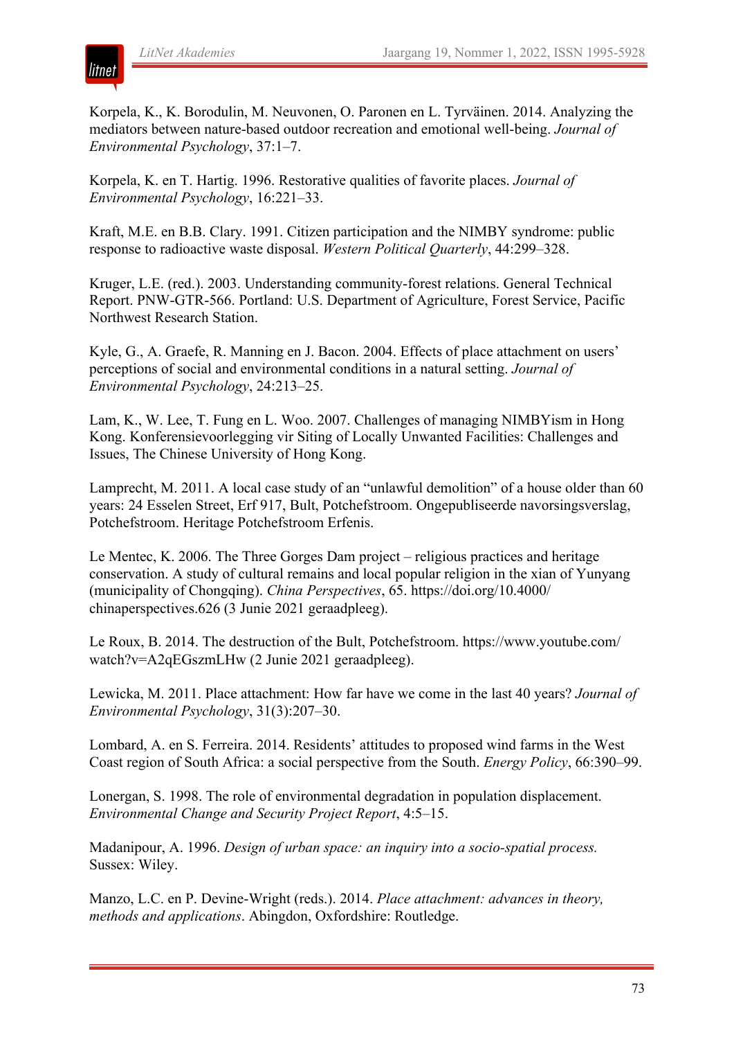Korpela, K., K. Borodulin, M. Neuvonen, O. Paronen en L. Tyrväinen. 2014. Analyzing the mediators between nature-based outdoor recreation and emotional well-being. *Journal of Environmental Psychology*, 37:1–7.

Korpela, K. en T. Hartig. 1996. Restorative qualities of favorite places. *Journal of Environmental Psychology*, 16:221–33.

Kraft, M.E. en B.B. Clary. 1991. Citizen participation and the NIMBY syndrome: public response to radioactive waste disposal. *Western Political Quarterly*, 44:299–328.

Kruger, L.E. (red.). 2003. Understanding community-forest relations. General Technical Report. PNW-GTR-566. Portland: U.S. Department of Agriculture, Forest Service, Pacific Northwest Research Station.

Kyle, G., A. Graefe, R. Manning en J. Bacon. 2004. Effects of place attachment on users' perceptions of social and environmental conditions in a natural setting. *Journal of Environmental Psychology*, 24:213–25.

Lam, K., W. Lee, T. Fung en L. Woo. 2007. Challenges of managing NIMBYism in Hong Kong. Konferensievoorlegging vir Siting of Locally Unwanted Facilities: Challenges and Issues, The Chinese University of Hong Kong.

Lamprecht, M. 2011. A local case study of an "unlawful demolition" of a house older than 60 years: 24 Esselen Street, Erf 917, Bult, Potchefstroom. Ongepubliseerde navorsingsverslag, Potchefstroom. Heritage Potchefstroom Erfenis.

Le Mentec, K. 2006. The Three Gorges Dam project – religious practices and heritage conservation. A study of cultural remains and local popular religion in the xian of Yunyang (municipality of Chongqing). *China Perspectives*, 65. https://doi.org/10.4000/chinaperspectives.626 (3 Junie 2021 geraadpleeg).

Le Roux, B. 2014. The destruction of the Bult, Potchefstroom. https://www.youtube.com/watch?v=A2qEGszmLHw (2 Junie 2021 geraadpleeg).

Lewicka, M. 2011. Place attachment: How far have we come in the last 40 years? *Journal of Environmental Psychology*, 31(3):207–30.

Lombard, A. en S. Ferreira. 2014. Residents' attitudes to proposed wind farms in the West Coast region of South Africa: a social perspective from the South. *Energy Policy*, 66:390–99.

Lonergan, S. 1998. The role of environmental degradation in population displacement. *Environmental Change and Security Project Report*, 4:5–15.

Madanipour, A. 1996. *Design of urban space: an inquiry into a socio-spatial process.* Sussex: Wiley.

Manzo, L.C. en P. Devine-Wright (reds.). 2014. *Place attachment: advances in theory, methods and applications*. Abingdon, Oxfordshire: Routledge.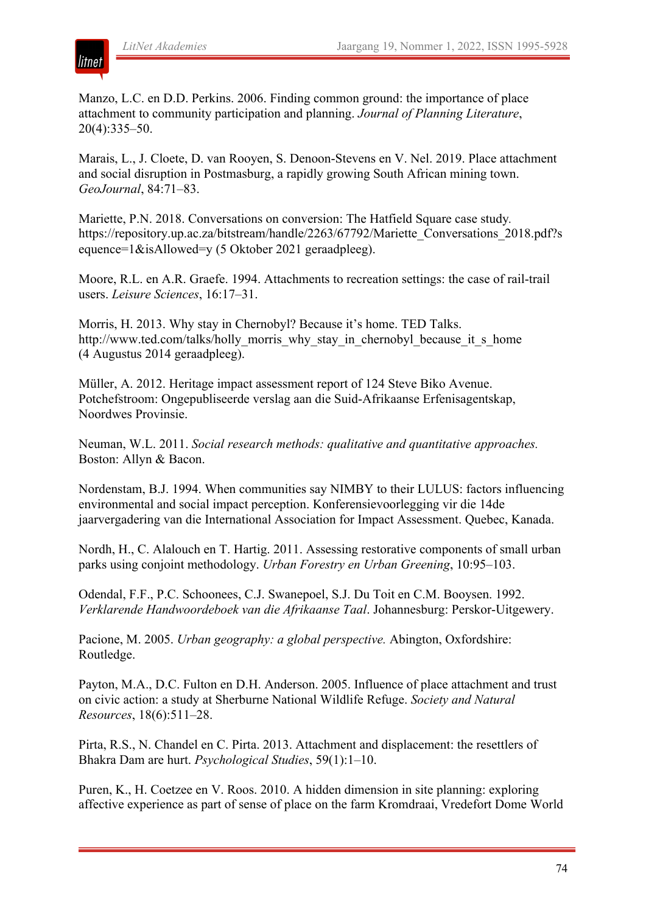Manzo, L.C. en D.D. Perkins. 2006. Finding common ground: the importance of place attachment to community participation and planning. *Journal of Planning Literature*, 20(4):335–50.

Marais, L., J. Cloete, D. van Rooyen, S. Denoon-Stevens en V. Nel. 2019. Place attachment and social disruption in Postmasburg, a rapidly growing South African mining town. *GeoJournal*, 84:71–83.

Mariette, P.N. 2018. Conversations on conversion: The Hatfield Square case study. https://repository.up.ac.za/bitstream/handle/2263/67792/Mariette_Conversations_2018.pdf?sequence=1&isAllowed=y (5 Oktober 2021 geraadpleeg).

Moore, R.L. en A.R. Graefe. 1994. Attachments to recreation settings: the case of rail-trail users. *Leisure Sciences*, 16:17–31.

Morris, H. 2013. Why stay in Chernobyl? Because it's home. TED Talks. http://www.ted.com/talks/holly_morris_why_stay_in_chernobyl_because_it_s_home (4 Augustus 2014 geraadpleeg).

Müller, A. 2012. Heritage impact assessment report of 124 Steve Biko Avenue. Potchefstroom: Ongepubliseerde verslag aan die Suid-Afrikaanse Erfenisagentskap, Noordwes Provinsie.

Neuman, W.L. 2011. *Social research methods: qualitative and quantitative approaches.* Boston: Allyn & Bacon.

Nordenstam, B.J. 1994. When communities say NIMBY to their LULUS: factors influencing environmental and social impact perception. Konferensievoorlegging vir die 14de jaarvergadering van die International Association for Impact Assessment. Quebec, Kanada.

Nordh, H., C. Alalouch en T. Hartig. 2011. Assessing restorative components of small urban parks using conjoint methodology. *Urban Forestry en Urban Greening*, 10:95–103.

Odendal, F.F., P.C. Schoonees, C.J. Swanepoel, S.J. Du Toit en C.M. Booysen. 1992. *Verklarende Handwoordeboek van die Afrikaanse Taal*. Johannesburg: Perskor-Uitgewery.

Pacione, M. 2005. *Urban geography: a global perspective.* Abington, Oxfordshire: Routledge.

Payton, M.A., D.C. Fulton en D.H. Anderson. 2005. Influence of place attachment and trust on civic action: a study at Sherburne National Wildlife Refuge. *Society and Natural Resources*, 18(6):511–28.

Pirta, R.S., N. Chandel en C. Pirta. 2013. Attachment and displacement: the resettlers of Bhakra Dam are hurt. *Psychological Studies*, 59(1):1–10.

Puren, K., H. Coetzee en V. Roos. 2010. A hidden dimension in site planning: exploring affective experience as part of sense of place on the farm Kromdraai, Vredefort Dome World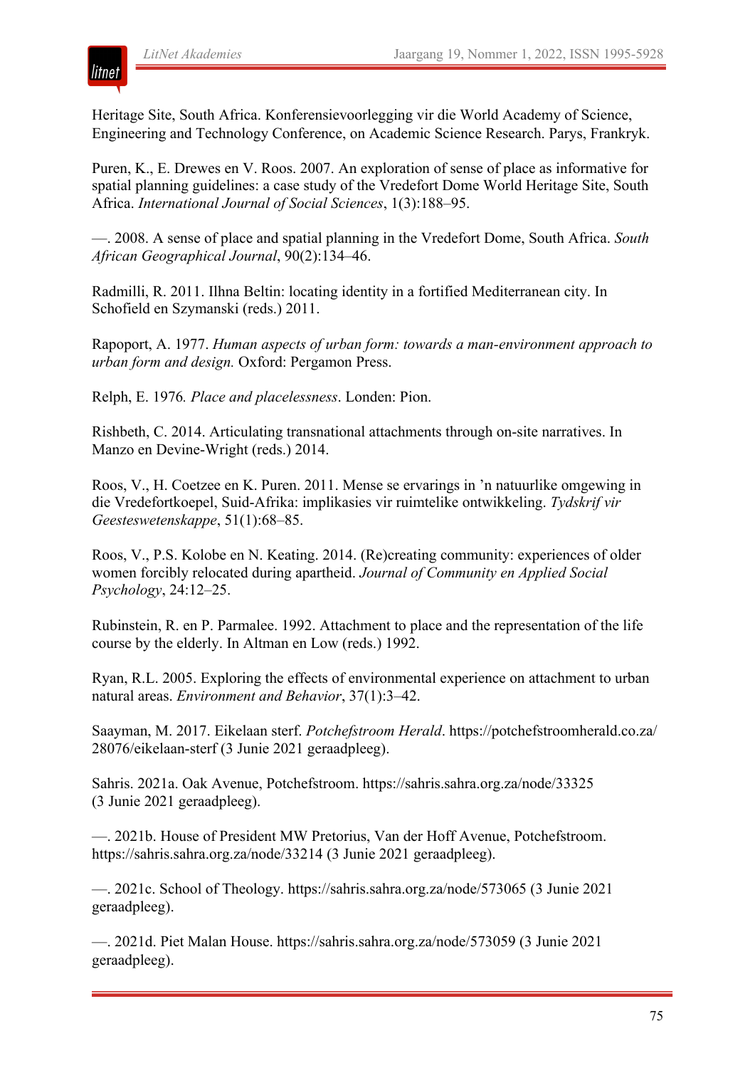Heritage Site, South Africa. Konferensievoorlegging vir die World Academy of Science, Engineering and Technology Conference, on Academic Science Research. Parys, Frankryk.

Puren, K., E. Drewes en V. Roos. 2007. An exploration of sense of place as informative for spatial planning guidelines: a case study of the Vredefort Dome World Heritage Site, South Africa. *International Journal of Social Sciences*, 1(3):188–95.

—. 2008. A sense of place and spatial planning in the Vredefort Dome, South Africa. *South African Geographical Journal*, 90(2):134–46.

Radmilli, R. 2011. Ilhna Beltin: locating identity in a fortified Mediterranean city. In Schofield en Szymanski (reds.) 2011.

Rapoport, A. 1977. *Human aspects of urban form: towards a man-environment approach to urban form and design.* Oxford: Pergamon Press.

Relph, E. 1976*. Place and placelessness*. Londen: Pion.

Rishbeth, C. 2014. Articulating transnational attachments through on-site narratives. In Manzo en Devine-Wright (reds.) 2014.

Roos, V., H. Coetzee en K. Puren. 2011. Mense se ervarings in ’n natuurlike omgewing in die Vredefortkoepel, Suid-Afrika: implikasies vir ruimtelike ontwikkeling. *Tydskrif vir Geesteswetenskappe*, 51(1):68–85.

Roos, V., P.S. Kolobe en N. Keating. 2014. (Re)creating community: experiences of older women forcibly relocated during apartheid. *Journal of Community en Applied Social Psychology*, 24:12–25.

Rubinstein, R. en P. Parmalee. 1992. Attachment to place and the representation of the life course by the elderly. In Altman en Low (reds.) 1992.

Ryan, R.L. 2005. Exploring the effects of environmental experience on attachment to urban natural areas. *Environment and Behavior*, 37(1):3–42.

Saayman, M. 2017. Eikelaan sterf. *Potchefstroom Herald*. https://potchefstroomherald.co.za/28076/eikelaan-sterf (3 Junie 2021 geraadpleeg).

Sahris. 2021a. Oak Avenue, Potchefstroom. https://sahris.sahra.org.za/node/33325 (3 Junie 2021 geraadpleeg).

—. 2021b. House of President MW Pretorius, Van der Hoff Avenue, Potchefstroom. https://sahris.sahra.org.za/node/33214 (3 Junie 2021 geraadpleeg).

—. 2021c. School of Theology. https://sahris.sahra.org.za/node/573065 (3 Junie 2021 geraadpleeg).

—. 2021d. Piet Malan House. https://sahris.sahra.org.za/node/573059 (3 Junie 2021 geraadpleeg).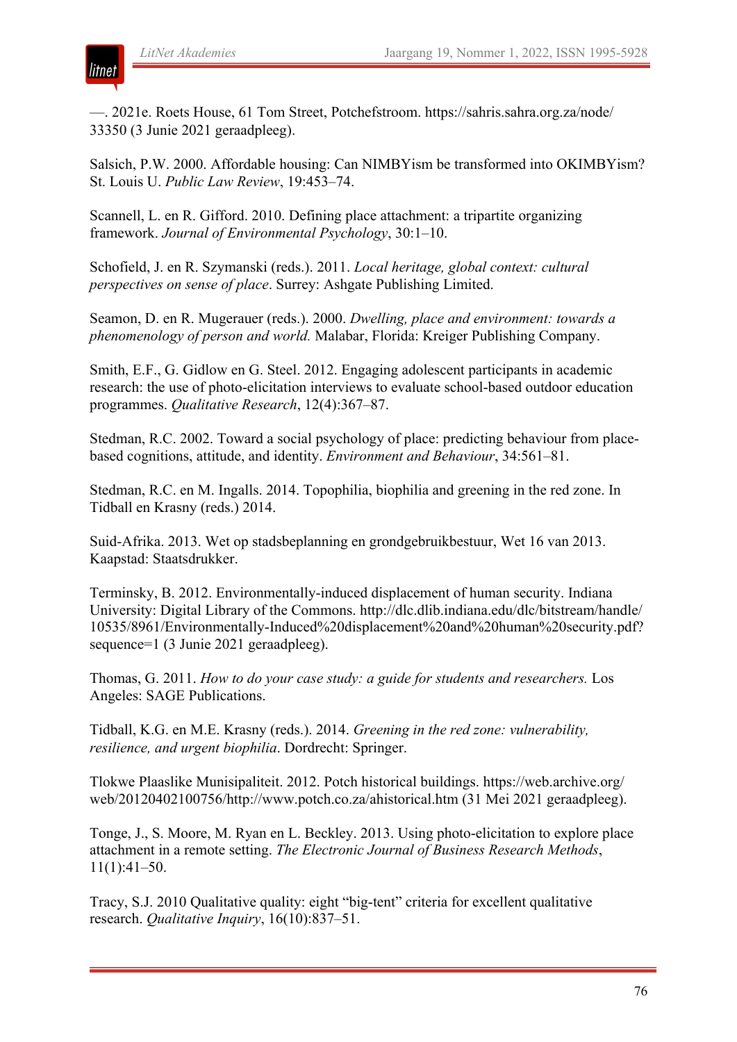—. 2021e. Roets House, 61 Tom Street, Potchefstroom. https://sahris.sahra.org.za/node/33350 (3 Junie 2021 geraadpleeg).

Salsich, P.W. 2000. Affordable housing: Can NIMBYism be transformed into OKIMBYism? St. Louis U. *Public Law Review*, 19:453–74.

Scannell, L. en R. Gifford. 2010. Defining place attachment: a tripartite organizing framework. *Journal of Environmental Psychology*, 30:1–10.

Schofield, J. en R. Szymanski (reds.). 2011. *Local heritage, global context: cultural perspectives on sense of place*. Surrey: Ashgate Publishing Limited.

Seamon, D. en R. Mugerauer (reds.). 2000. *Dwelling, place and environment: towards a phenomenology of person and world.* Malabar, Florida: Kreiger Publishing Company.

Smith, E.F., G. Gidlow en G. Steel. 2012. Engaging adolescent participants in academic research: the use of photo-elicitation interviews to evaluate school-based outdoor education programmes. *Qualitative Research*, 12(4):367–87.

Stedman, R.C. 2002. Toward a social psychology of place: predicting behaviour from place-based cognitions, attitude, and identity. *Environment and Behaviour*, 34:561–81.

Stedman, R.C. en M. Ingalls. 2014. Topophilia, biophilia and greening in the red zone. In Tidball en Krasny (reds.) 2014.

Suid-Afrika. 2013. Wet op stadsbeplanning en grondgebruikbestuur, Wet 16 van 2013. Kaapstad: Staatsdrukker.

Terminsky, B. 2012. Environmentally-induced displacement of human security. Indiana University: Digital Library of the Commons. http://dlc.dlib.indiana.edu/dlc/bitstream/handle/10535/8961/Environmentally-Induced%20displacement%20and%20human%20security.pdf?sequence=1 (3 Junie 2021 geraadpleeg).

Thomas, G. 2011. *How to do your case study: a guide for students and researchers.* Los Angeles: SAGE Publications.

Tidball, K.G. en M.E. Krasny (reds.). 2014. *Greening in the red zone: vulnerability, resilience, and urgent biophilia*. Dordrecht: Springer.

Tlokwe Plaaslike Munisipaliteit. 2012. Potch historical buildings. https://web.archive.org/web/20120402100756/http://www.potch.co.za/ahistorical.htm (31 Mei 2021 geraadpleeg).

Tonge, J., S. Moore, M. Ryan en L. Beckley. 2013. Using photo-elicitation to explore place attachment in a remote setting. *The Electronic Journal of Business Research Methods*, 11(1):41–50.

Tracy, S.J. 2010 Qualitative quality: eight "big-tent" criteria for excellent qualitative research. *Qualitative Inquiry*, 16(10):837–51.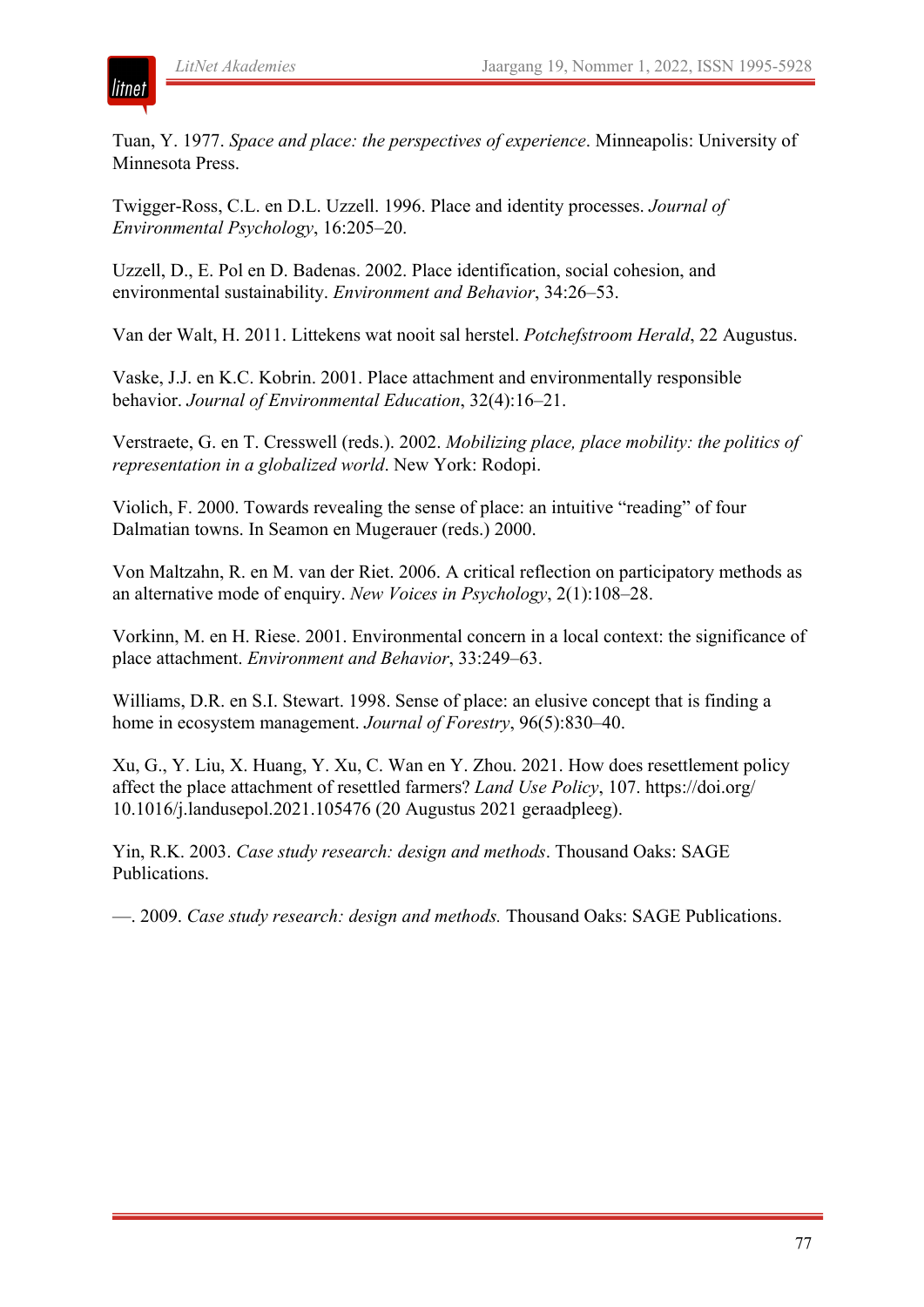Tuan, Y. 1977. *Space and place: the perspectives of experience*. Minneapolis: University of Minnesota Press.

Twigger-Ross, C.L. en D.L. Uzzell. 1996. Place and identity processes. *Journal of Environmental Psychology*, 16:205–20.

Uzzell, D., E. Pol en D. Badenas. 2002. Place identification, social cohesion, and environmental sustainability. *Environment and Behavior*, 34:26–53.

Van der Walt, H. 2011. Littekens wat nooit sal herstel. *Potchefstroom Herald*, 22 Augustus.

Vaske, J.J. en K.C. Kobrin. 2001. Place attachment and environmentally responsible behavior. *Journal of Environmental Education*, 32(4):16–21.

Verstraete, G. en T. Cresswell (reds.). 2002. *Mobilizing place, place mobility: the politics of representation in a globalized world*. New York: Rodopi.

Violich, F. 2000. Towards revealing the sense of place: an intuitive "reading" of four Dalmatian towns. In Seamon en Mugerauer (reds.) 2000.

Von Maltzahn, R. en M. van der Riet. 2006. A critical reflection on participatory methods as an alternative mode of enquiry. *New Voices in Psychology*, 2(1):108–28.

Vorkinn, M. en H. Riese. 2001. Environmental concern in a local context: the significance of place attachment. *Environment and Behavior*, 33:249–63.

Williams, D.R. en S.I. Stewart. 1998. Sense of place: an elusive concept that is finding a home in ecosystem management. *Journal of Forestry*, 96(5):830–40.

Xu, G., Y. Liu, X. Huang, Y. Xu, C. Wan en Y. Zhou. 2021. How does resettlement policy affect the place attachment of resettled farmers? *Land Use Policy*, 107. https://doi.org/10.1016/j.landusepol.2021.105476 (20 Augustus 2021 geraadpleeg).

Yin, R.K. 2003. *Case study research: design and methods*. Thousand Oaks: SAGE Publications.

—. 2009. *Case study research: design and methods.* Thousand Oaks: SAGE Publications.